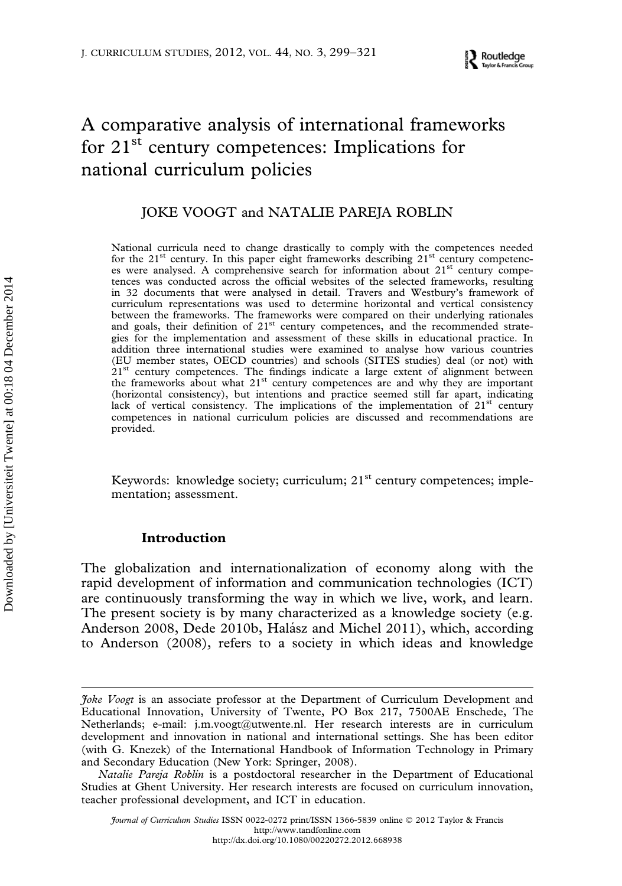# A comparative analysis of international frameworks for 21st century competences: Implications for national curriculum policies

JOKE VOOGT and NATALIE PAREJA ROBLIN

National curricula need to change drastically to comply with the competences needed for the 21st century. In this paper eight frameworks describing 21st century competences were analysed. A comprehensive search for information about 21st century competences was conducted across the official websites of the selected frameworks, resulting in 32 documents that were analysed in detail. Travers and Westbury's framework of curriculum representations was used to determine horizontal and vertical consistency between the frameworks. The frameworks were compared on their underlying rationales and goals, their definition of 21st century competences, and the recommended strategies for the implementation and assessment of these skills in educational practice. In addition three international studies were examined to analyse how various countries (EU member states, OECD countries) and schools (SITES studies) deal (or not) with 21st century competences. The findings indicate a large extent of alignment between the frameworks about what 21st century competences are and why they are important (horizontal consistency), but intentions and practice seemed still far apart, indicating lack of vertical consistency. The implications of the implementation of 21st century competences in national curriculum policies are discussed and recommendations are provided.

Keywords: knowledge society; curriculum; 21st century competences; implementation; assessment.

## Introduction

The globalization and internationalization of economy along with the rapid development of information and communication technologies (ICT) are continuously transforming the way in which we live, work, and learn. The present society is by many characterized as a knowledge society (e.g. Anderson 2008, Dede 2010b, Halász and Michel 2011), which, according to Anderson (2008), refers to a society in which ideas and knowledge

---

*Joke Voogt* is an associate professor at the Department of Curriculum Development and Educational Innovation, University of Twente, PO Box 217, 7500AE Enschede, The Netherlands; e-mail: j.m.voogt@utwente.nl. Her research interests are in curriculum development and innovation in national and international settings. She has been editor (with G. Knezek) of the International Handbook of Information Technology in Primary and Secondary Education (New York: Springer, 2008).

*Natalie Pareja Roblin* is a postdoctoral researcher in the Department of Educational Studies at Ghent University. Her research interests are focused on curriculum innovation, teacher professional development, and ICT in education.

*Journal of Curriculum Studies* ISSN 0022-0272 print/ISSN 1366-5839 online © 2012 Taylor & Francis
http://www.tandfonline.com
http://dx.doi.org/10.1080/00220272.2012.668938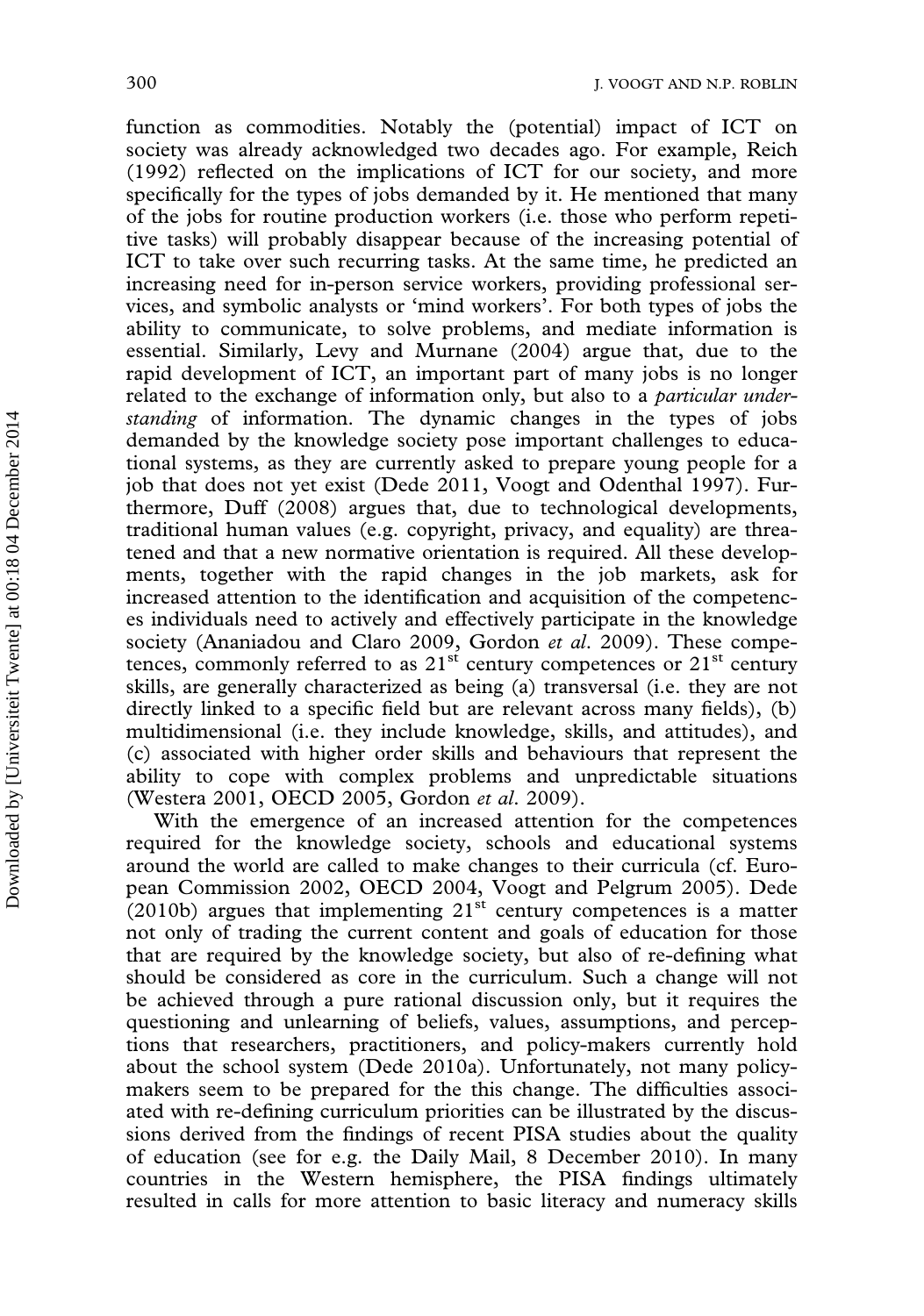function as commodities. Notably the (potential) impact of ICT on society was already acknowledged two decades ago. For example, Reich (1992) reflected on the implications of ICT for our society, and more specifically for the types of jobs demanded by it. He mentioned that many of the jobs for routine production workers (i.e. those who perform repetitive tasks) will probably disappear because of the increasing potential of ICT to take over such recurring tasks. At the same time, he predicted an increasing need for in-person service workers, providing professional services, and symbolic analysts or 'mind workers'. For both types of jobs the ability to communicate, to solve problems, and mediate information is essential. Similarly, Levy and Murnane (2004) argue that, due to the rapid development of ICT, an important part of many jobs is no longer related to the exchange of information only, but also to a *particular understanding* of information. The dynamic changes in the types of jobs demanded by the knowledge society pose important challenges to educational systems, as they are currently asked to prepare young people for a job that does not yet exist (Dede 2011, Voogt and Odenthal 1997). Furthermore, Duff (2008) argues that, due to technological developments, traditional human values (e.g. copyright, privacy, and equality) are threatened and that a new normative orientation is required. All these developments, together with the rapid changes in the job markets, ask for increased attention to the identification and acquisition of the competences individuals need to actively and effectively participate in the knowledge society (Ananiadou and Claro 2009, Gordon *et al.* 2009). These competences, commonly referred to as 21st century competences or 21st century skills, are generally characterized as being (a) transversal (i.e. they are not directly linked to a specific field but are relevant across many fields), (b) multidimensional (i.e. they include knowledge, skills, and attitudes), and (c) associated with higher order skills and behaviours that represent the ability to cope with complex problems and unpredictable situations (Westera 2001, OECD 2005, Gordon *et al.* 2009).

With the emergence of an increased attention for the competences required for the knowledge society, schools and educational systems around the world are called to make changes to their curricula (cf. European Commission 2002, OECD 2004, Voogt and Pelgrum 2005). Dede (2010b) argues that implementing 21st century competences is a matter not only of trading the current content and goals of education for those that are required by the knowledge society, but also of re-defining what should be considered as core in the curriculum. Such a change will not be achieved through a pure rational discussion only, but it requires the questioning and unlearning of beliefs, values, assumptions, and perceptions that researchers, practitioners, and policy-makers currently hold about the school system (Dede 2010a). Unfortunately, not many policy-makers seem to be prepared for the this change. The difficulties associated with re-defining curriculum priorities can be illustrated by the discussions derived from the findings of recent PISA studies about the quality of education (see for e.g. the Daily Mail, 8 December 2010). In many countries in the Western hemisphere, the PISA findings ultimately resulted in calls for more attention to basic literacy and numeracy skills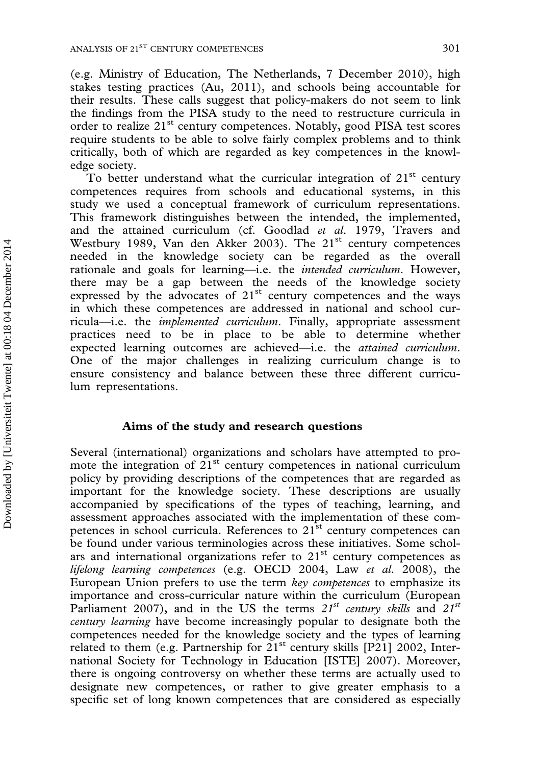(e.g. Ministry of Education, The Netherlands, 7 December 2010), high stakes testing practices (Au, 2011), and schools being accountable for their results. These calls suggest that policy-makers do not seem to link the findings from the PISA study to the need to restructure curricula in order to realize 21st century competences. Notably, good PISA test scores require students to be able to solve fairly complex problems and to think critically, both of which are regarded as key competences in the knowledge society.

To better understand what the curricular integration of 21st century competences requires from schools and educational systems, in this study we used a conceptual framework of curriculum representations. This framework distinguishes between the intended, the implemented, and the attained curriculum (cf. Goodlad *et al.* 1979, Travers and Westbury 1989, Van den Akker 2003). The 21st century competences needed in the knowledge society can be regarded as the overall rationale and goals for learning—i.e. the *intended curriculum*. However, there may be a gap between the needs of the knowledge society expressed by the advocates of 21st century competences and the ways in which these competences are addressed in national and school curricula—i.e. the *implemented curriculum*. Finally, appropriate assessment practices need to be in place to be able to determine whether expected learning outcomes are achieved—i.e. the *attained curriculum*. One of the major challenges in realizing curriculum change is to ensure consistency and balance between these three different curriculum representations.

## Aims of the study and research questions

Several (international) organizations and scholars have attempted to promote the integration of 21st century competences in national curriculum policy by providing descriptions of the competences that are regarded as important for the knowledge society. These descriptions are usually accompanied by specifications of the types of teaching, learning, and assessment approaches associated with the implementation of these competences in school curricula. References to 21st century competences can be found under various terminologies across these initiatives. Some scholars and international organizations refer to 21st century competences as *lifelong learning competences* (e.g. OECD 2004, Law *et al.* 2008), the European Union prefers to use the term *key competences* to emphasize its importance and cross-curricular nature within the curriculum (European Parliament 2007), and in the US the terms *21st century skills* and *21st century learning* have become increasingly popular to designate both the competences needed for the knowledge society and the types of learning related to them (e.g. Partnership for 21st century skills [P21] 2002, International Society for Technology in Education [ISTE] 2007). Moreover, there is ongoing controversy on whether these terms are actually used to designate new competences, or rather to give greater emphasis to a specific set of long known competences that are considered as especially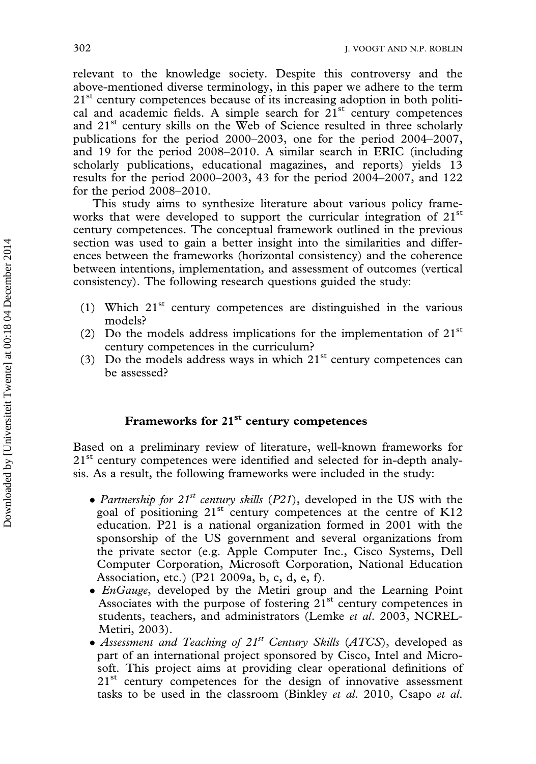relevant to the knowledge society. Despite this controversy and the above-mentioned diverse terminology, in this paper we adhere to the term 21st century competences because of its increasing adoption in both political and academic fields. A simple search for 21st century competences and 21st century skills on the Web of Science resulted in three scholarly publications for the period 2000–2003, one for the period 2004–2007, and 19 for the period 2008–2010. A similar search in ERIC (including scholarly publications, educational magazines, and reports) yields 13 results for the period 2000–2003, 43 for the period 2004–2007, and 122 for the period 2008–2010.

This study aims to synthesize literature about various policy frameworks that were developed to support the curricular integration of 21st century competences. The conceptual framework outlined in the previous section was used to gain a better insight into the similarities and differences between the frameworks (horizontal consistency) and the coherence between intentions, implementation, and assessment of outcomes (vertical consistency). The following research questions guided the study:

(1) Which 21st century competences are distinguished in the various models?
(2) Do the models address implications for the implementation of 21st century competences in the curriculum?
(3) Do the models address ways in which 21st century competences can be assessed?

## Frameworks for 21st century competences

Based on a preliminary review of literature, well-known frameworks for 21st century competences were identified and selected for in-depth analysis. As a result, the following frameworks were included in the study:

- *Partnership for 21st century skills* (*P21*), developed in the US with the goal of positioning 21st century competences at the centre of K12 education. P21 is a national organization formed in 2001 with the sponsorship of the US government and several organizations from the private sector (e.g. Apple Computer Inc., Cisco Systems, Dell Computer Corporation, Microsoft Corporation, National Education Association, etc.) (P21 2009a, b, c, d, e, f).
- *EnGauge*, developed by the Metiri group and the Learning Point Associates with the purpose of fostering 21st century competences in students, teachers, and administrators (Lemke *et al*. 2003, NCREL-Metiri, 2003).
- *Assessment and Teaching of 21st Century Skills* (*ATCS*), developed as part of an international project sponsored by Cisco, Intel and Microsoft. This project aims at providing clear operational definitions of 21st century competences for the design of innovative assessment tasks to be used in the classroom (Binkley *et al*. 2010, Csapo *et al*.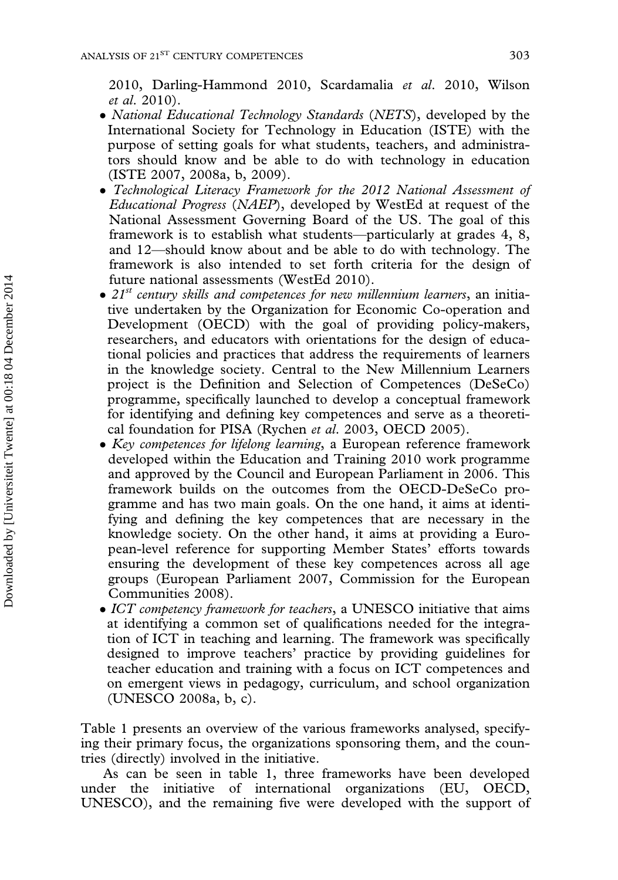2010, Darling-Hammond 2010, Scardamalia *et al.* 2010, Wilson *et al.* 2010).

- *National Educational Technology Standards* (*NETS*), developed by the International Society for Technology in Education (ISTE) with the purpose of setting goals for what students, teachers, and administrators should know and be able to do with technology in education (ISTE 2007, 2008a, b, 2009).
- *Technological Literacy Framework for the 2012 National Assessment of Educational Progress* (*NAEP*), developed by WestEd at request of the National Assessment Governing Board of the US. The goal of this framework is to establish what students—particularly at grades 4, 8, and 12—should know about and be able to do with technology. The framework is also intended to set forth criteria for the design of future national assessments (WestEd 2010).
- *21st century skills and competences for new millennium learners*, an initiative undertaken by the Organization for Economic Co-operation and Development (OECD) with the goal of providing policy-makers, researchers, and educators with orientations for the design of educational policies and practices that address the requirements of learners in the knowledge society. Central to the New Millennium Learners project is the Definition and Selection of Competences (DeSeCo) programme, specifically launched to develop a conceptual framework for identifying and defining key competences and serve as a theoretical foundation for PISA (Rychen *et al.* 2003, OECD 2005).
- *Key competences for lifelong learning*, a European reference framework developed within the Education and Training 2010 work programme and approved by the Council and European Parliament in 2006. This framework builds on the outcomes from the OECD-DeSeCo programme and has two main goals. On the one hand, it aims at identifying and defining the key competences that are necessary in the knowledge society. On the other hand, it aims at providing a European-level reference for supporting Member States' efforts towards ensuring the development of these key competences across all age groups (European Parliament 2007, Commission for the European Communities 2008).
- *ICT competency framework for teachers*, a UNESCO initiative that aims at identifying a common set of qualifications needed for the integration of ICT in teaching and learning. The framework was specifically designed to improve teachers' practice by providing guidelines for teacher education and training with a focus on ICT competences and on emergent views in pedagogy, curriculum, and school organization (UNESCO 2008a, b, c).

Table 1 presents an overview of the various frameworks analysed, specifying their primary focus, the organizations sponsoring them, and the countries (directly) involved in the initiative.

As can be seen in table 1, three frameworks have been developed under the initiative of international organizations (EU, OECD, UNESCO), and the remaining five were developed with the support of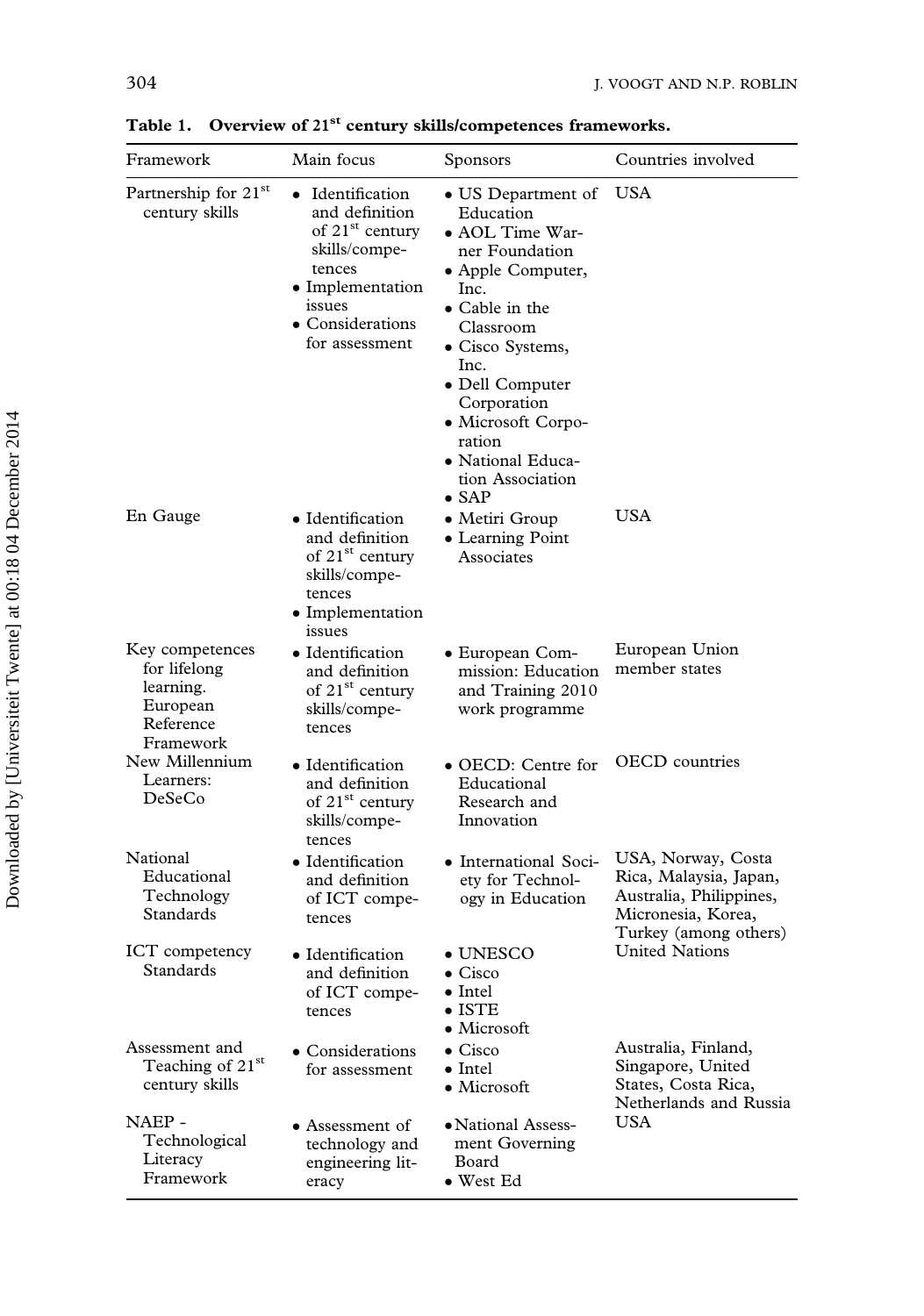**Table 1. Overview of 21st century skills/competences frameworks.**

| Framework | Main focus | Sponsors | Countries involved |
|---|---|---|---|
| Partnership for 21st century skills | • Identification and definition of 21st century skills/competences<br>• Implementation issues<br>• Considerations for assessment | • US Department of Education<br>• AOL Time Warner Foundation<br>• Apple Computer, Inc.<br>• Cable in the Classroom<br>• Cisco Systems, Inc.<br>• Dell Computer Corporation<br>• Microsoft Corporation<br>• National Education Association<br>• SAP | USA |
| En Gauge | • Identification and definition of 21st century skills/competences<br>• Implementation issues | • Metiri Group<br>• Learning Point Associates | USA |
| Key competences for lifelong learning. European Reference Framework | • Identification and definition of 21st century skills/competences | • European Commission: Education and Training 2010 work programme | European Union member states |
| New Millennium Learners: DeSeCo | • Identification and definition of 21st century skills/competences | • OECD: Centre for Educational Research and Innovation | OECD countries |
| National Educational Technology Standards | • Identification and definition of ICT competences | • International Society for Technology in Education | USA, Norway, Costa Rica, Malaysia, Japan, Australia, Philippines, Micronesia, Korea, Turkey (among others) |
| ICT competency Standards | • Identification and definition of ICT competences | • UNESCO<br>• Cisco<br>• Intel<br>• ISTE<br>• Microsoft | United Nations |
| Assessment and Teaching of 21st century skills | • Considerations for assessment | • Cisco<br>• Intel<br>• Microsoft | Australia, Finland, Singapore, United States, Costa Rica, Netherlands and Russia |
| NAEP - Technological Literacy Framework | • Assessment of technology and engineering literacy | • National Assessment Governing Board<br>• West Ed | USA |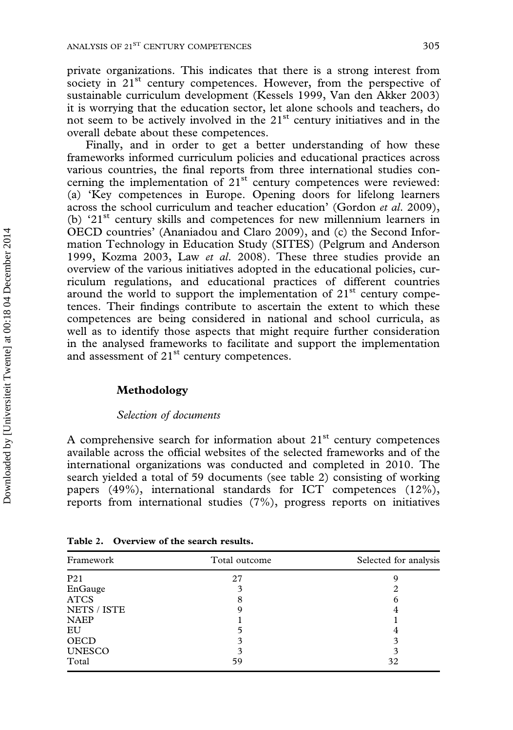private organizations. This indicates that there is a strong interest from society in 21st century competences. However, from the perspective of sustainable curriculum development (Kessels 1999, Van den Akker 2003) it is worrying that the education sector, let alone schools and teachers, do not seem to be actively involved in the 21st century initiatives and in the overall debate about these competences.

Finally, and in order to get a better understanding of how these frameworks informed curriculum policies and educational practices across various countries, the final reports from three international studies concerning the implementation of 21st century competences were reviewed: (a) 'Key competences in Europe. Opening doors for lifelong learners across the school curriculum and teacher education' (Gordon *et al.* 2009), (b) '21st century skills and competences for new millennium learners in OECD countries' (Ananiadou and Claro 2009), and (c) the Second Information Technology in Education Study (SITES) (Pelgrum and Anderson 1999, Kozma 2003, Law *et al.* 2008). These three studies provide an overview of the various initiatives adopted in the educational policies, curriculum regulations, and educational practices of different countries around the world to support the implementation of 21st century competences. Their findings contribute to ascertain the extent to which these competences are being considered in national and school curricula, as well as to identify those aspects that might require further consideration in the analysed frameworks to facilitate and support the implementation and assessment of 21st century competences.

## Methodology

### *Selection of documents*

A comprehensive search for information about 21st century competences available across the official websites of the selected frameworks and of the international organizations was conducted and completed in 2010. The search yielded a total of 59 documents (see table 2) consisting of working papers (49%), international standards for ICT competences (12%), reports from international studies (7%), progress reports on initiatives

**Table 2. Overview of the search results.**

| Framework | Total outcome | Selected for analysis |
|---|---|---|
| P21 | 27 | 9 |
| EnGauge | 3 | 2 |
| ATCS | 8 | 6 |
| NETS / ISTE | 9 | 4 |
| NAEP | 1 | 1 |
| EU | 5 | 4 |
| OECD | 3 | 3 |
| UNESCO | 3 | 3 |
| Total | 59 | 32 |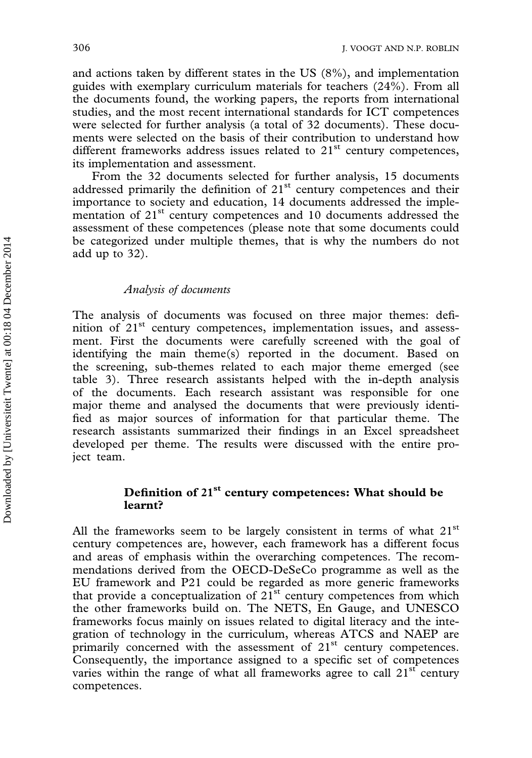and actions taken by different states in the US (8%), and implementation guides with exemplary curriculum materials for teachers (24%). From all the documents found, the working papers, the reports from international studies, and the most recent international standards for ICT competences were selected for further analysis (a total of 32 documents). These documents were selected on the basis of their contribution to understand how different frameworks address issues related to 21st century competences, its implementation and assessment.

From the 32 documents selected for further analysis, 15 documents addressed primarily the definition of 21st century competences and their importance to society and education, 14 documents addressed the implementation of 21st century competences and 10 documents addressed the assessment of these competences (please note that some documents could be categorized under multiple themes, that is why the numbers do not add up to 32).

### *Analysis of documents*

The analysis of documents was focused on three major themes: definition of 21st century competences, implementation issues, and assessment. First the documents were carefully screened with the goal of identifying the main theme(s) reported in the document. Based on the screening, sub-themes related to each major theme emerged (see table 3). Three research assistants helped with the in-depth analysis of the documents. Each research assistant was responsible for one major theme and analysed the documents that were previously identified as major sources of information for that particular theme. The research assistants summarized their findings in an Excel spreadsheet developed per theme. The results were discussed with the entire project team.

## Definition of 21st century competences: What should be learnt?

All the frameworks seem to be largely consistent in terms of what 21st century competences are, however, each framework has a different focus and areas of emphasis within the overarching competences. The recommendations derived from the OECD-DeSeCo programme as well as the EU framework and P21 could be regarded as more generic frameworks that provide a conceptualization of 21st century competences from which the other frameworks build on. The NETS, En Gauge, and UNESCO frameworks focus mainly on issues related to digital literacy and the integration of technology in the curriculum, whereas ATCS and NAEP are primarily concerned with the assessment of 21st century competences. Consequently, the importance assigned to a specific set of competences varies within the range of what all frameworks agree to call 21st century competences.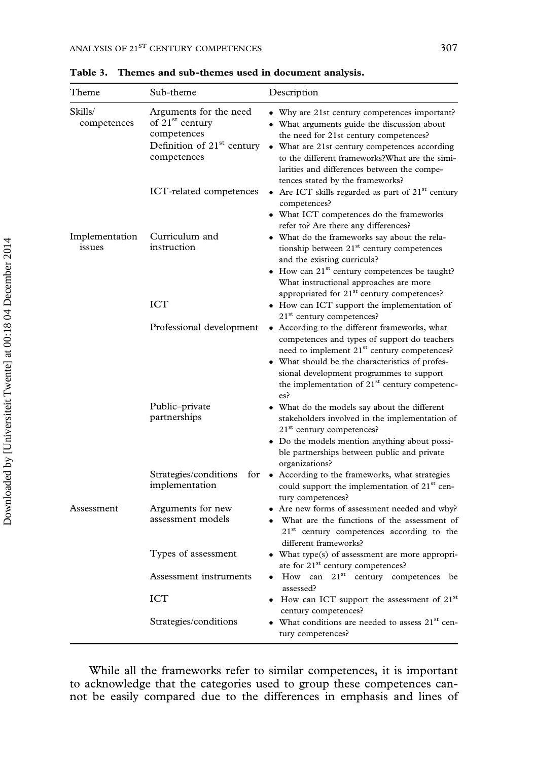**Table 3. Themes and sub-themes used in document analysis.**

| Theme | Sub-theme | Description |
|---|---|---|
| Skills/ competences | Arguments for the need of 21st century competences | • Why are 21st century competences important?<br>• What arguments guide the discussion about the need for 21st century competences? |
| | Definition of 21st century competences | • What are 21st century competences according to the different frameworks?What are the similarities and differences between the competences stated by the frameworks? |
| | ICT-related competences | • Are ICT skills regarded as part of 21st century competences?<br>• What ICT competences do the frameworks refer to? Are there any differences? |
| Implementation issues | Curriculum and instruction | • What do the frameworks say about the relationship between 21st century competences and the existing curricula?<br>• How can 21st century competences be taught? What instructional approaches are more appropriated for 21st century competences? |
| | ICT | • How can ICT support the implementation of 21st century competences? |
| | Professional development | • According to the different frameworks, what competences and types of support do teachers need to implement 21st century competences?<br>• What should be the characteristics of professional development programmes to support the implementation of 21st century competences? |
| | Public–private partnerships | • What do the models say about the different stakeholders involved in the implementation of 21st century competences?<br>• Do the models mention anything about possible partnerships between public and private organizations? |
| | Strategies/conditions for implementation | • According to the frameworks, what strategies could support the implementation of 21st century competences? |
| Assessment | Arguments for new assessment models | • Are new forms of assessment needed and why?<br>• What are the functions of the assessment of 21st century competences according to the different frameworks? |
| | Types of assessment | • What type(s) of assessment are more appropriate for 21st century competences? |
| | Assessment instruments | • How can 21st century competences be assessed? |
| | ICT | • How can ICT support the assessment of 21st century competences? |
| | Strategies/conditions | • What conditions are needed to assess 21st century competences? |

While all the frameworks refer to similar competences, it is important to acknowledge that the categories used to group these competences cannot be easily compared due to the differences in emphasis and lines of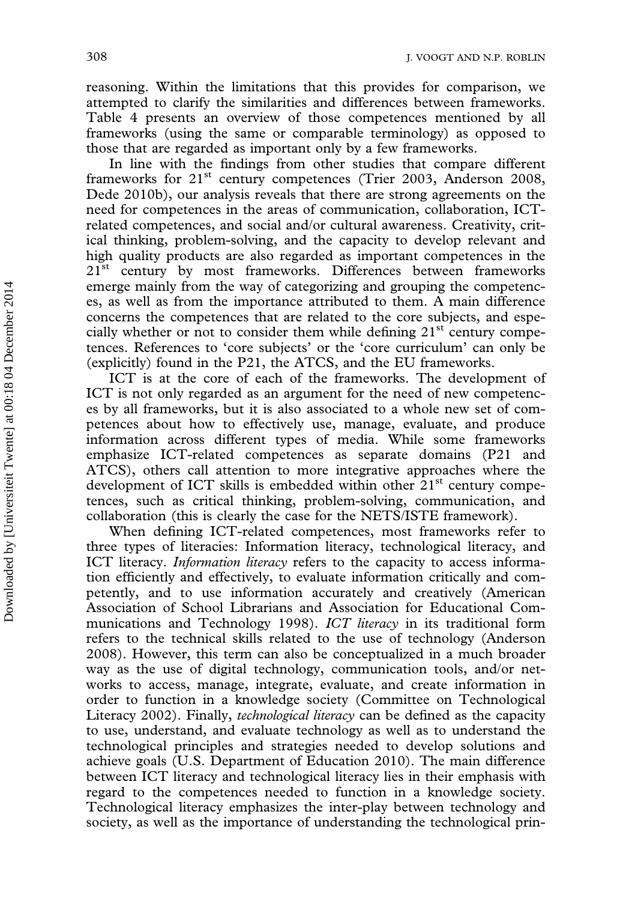reasoning. Within the limitations that this provides for comparison, we attempted to clarify the similarities and differences between frameworks. Table 4 presents an overview of those competences mentioned by all frameworks (using the same or comparable terminology) as opposed to those that are regarded as important only by a few frameworks.

In line with the findings from other studies that compare different frameworks for 21st century competences (Trier 2003, Anderson 2008, Dede 2010b), our analysis reveals that there are strong agreements on the need for competences in the areas of communication, collaboration, ICT-related competences, and social and/or cultural awareness. Creativity, critical thinking, problem-solving, and the capacity to develop relevant and high quality products are also regarded as important competences in the 21st century by most frameworks. Differences between frameworks emerge mainly from the way of categorizing and grouping the competences, as well as from the importance attributed to them. A main difference concerns the competences that are related to the core subjects, and especially whether or not to consider them while defining 21st century competences. References to 'core subjects' or the 'core curriculum' can only be (explicitly) found in the P21, the ATCS, and the EU frameworks.

ICT is at the core of each of the frameworks. The development of ICT is not only regarded as an argument for the need of new competences by all frameworks, but it is also associated to a whole new set of competences about how to effectively use, manage, evaluate, and produce information across different types of media. While some frameworks emphasize ICT-related competences as separate domains (P21 and ATCS), others call attention to more integrative approaches where the development of ICT skills is embedded within other 21st century competences, such as critical thinking, problem-solving, communication, and collaboration (this is clearly the case for the NETS/ISTE framework).

When defining ICT-related competences, most frameworks refer to three types of literacies: Information literacy, technological literacy, and ICT literacy. *Information literacy* refers to the capacity to access information efficiently and effectively, to evaluate information critically and competently, and to use information accurately and creatively (American Association of School Librarians and Association for Educational Communications and Technology 1998). *ICT literacy* in its traditional form refers to the technical skills related to the use of technology (Anderson 2008). However, this term can also be conceptualized in a much broader way as the use of digital technology, communication tools, and/or networks to access, manage, integrate, evaluate, and create information in order to function in a knowledge society (Committee on Technological Literacy 2002). Finally, *technological literacy* can be defined as the capacity to use, understand, and evaluate technology as well as to understand the technological principles and strategies needed to develop solutions and achieve goals (U.S. Department of Education 2010). The main difference between ICT literacy and technological literacy lies in their emphasis with regard to the competences needed to function in a knowledge society. Technological literacy emphasizes the inter-play between technology and society, as well as the importance of understanding the technological prin-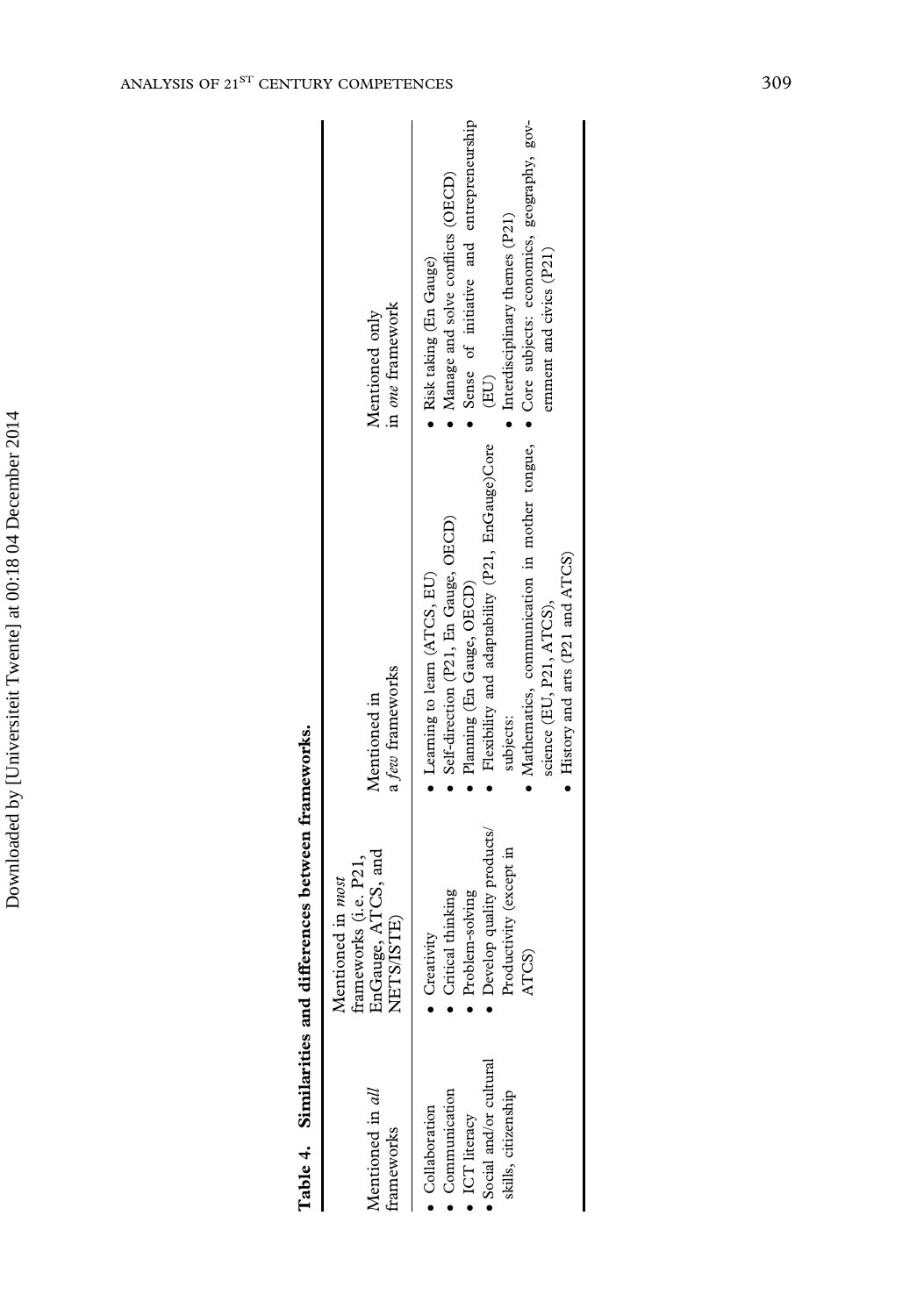**Table 4. Similarities and differences between frameworks.**

| Mentioned in *all* frameworks | Mentioned in *most* frameworks (i.e. P21, EnGauge, ATCS, and NETS/ISTE) | Mentioned in a *few* frameworks | Mentioned only in *one* framework |
|---|---|---|---|
| • Collaboration<br>• Communication<br>• ICT literacy<br>• Social and/or cultural skills, citizenship | • Creativity<br>• Critical thinking<br>• Problem-solving<br>• Develop quality products/ Productivity (except in ATCS) | • Learning to learn (ATCS, EU)<br>• Self-direction (P21, En Gauge, OECD)<br>• Planning (En Gauge, OECD)<br>• Flexibility and adaptability (P21, EnGauge)Core subjects:<br>• Mathematics, communication in mother tongue, science (EU, P21, ATCS),<br>• History and arts (P21 and ATCS) | • Risk taking (En Gauge)<br>• Manage and solve conflicts (OECD)<br>• Sense of initiative and entrepreneurship (EU)<br>• Interdisciplinary themes (P21)<br>• Core subjects: economics, geography, government and civics (P21) |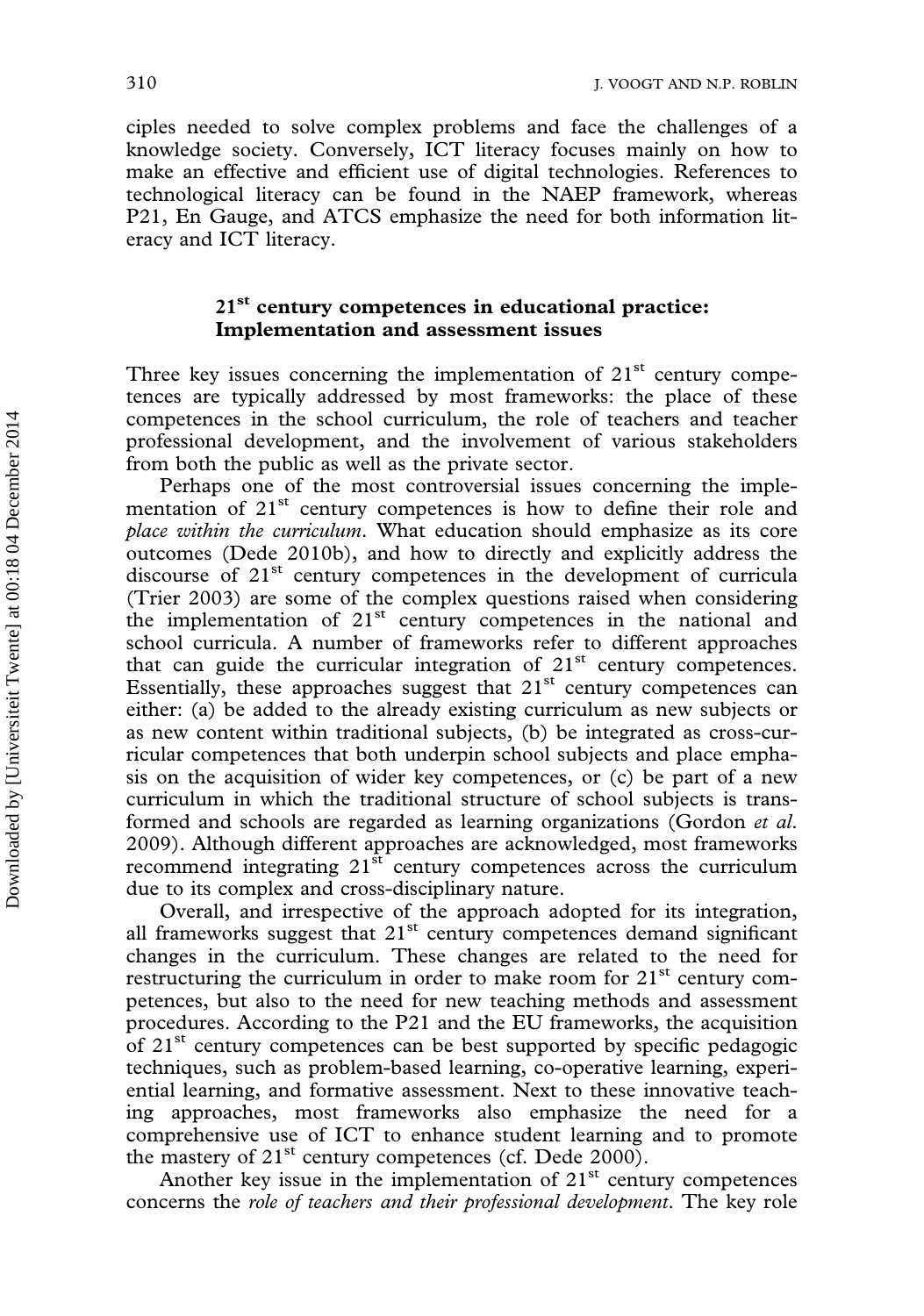ciples needed to solve complex problems and face the challenges of a knowledge society. Conversely, ICT literacy focuses mainly on how to make an effective and efficient use of digital technologies. References to technological literacy can be found in the NAEP framework, whereas P21, En Gauge, and ATCS emphasize the need for both information literacy and ICT literacy.

## 21st century competences in educational practice: Implementation and assessment issues

Three key issues concerning the implementation of 21st century competences are typically addressed by most frameworks: the place of these competences in the school curriculum, the role of teachers and teacher professional development, and the involvement of various stakeholders from both the public as well as the private sector.

Perhaps one of the most controversial issues concerning the implementation of 21st century competences is how to define their role and *place within the curriculum*. What education should emphasize as its core outcomes (Dede 2010b), and how to directly and explicitly address the discourse of 21st century competences in the development of curricula (Trier 2003) are some of the complex questions raised when considering the implementation of 21st century competences in the national and school curricula. A number of frameworks refer to different approaches that can guide the curricular integration of 21st century competences. Essentially, these approaches suggest that 21st century competences can either: (a) be added to the already existing curriculum as new subjects or as new content within traditional subjects, (b) be integrated as cross-curricular competences that both underpin school subjects and place emphasis on the acquisition of wider key competences, or (c) be part of a new curriculum in which the traditional structure of school subjects is transformed and schools are regarded as learning organizations (Gordon *et al.* 2009). Although different approaches are acknowledged, most frameworks recommend integrating 21st century competences across the curriculum due to its complex and cross-disciplinary nature.

Overall, and irrespective of the approach adopted for its integration, all frameworks suggest that 21st century competences demand significant changes in the curriculum. These changes are related to the need for restructuring the curriculum in order to make room for 21st century competences, but also to the need for new teaching methods and assessment procedures. According to the P21 and the EU frameworks, the acquisition of 21st century competences can be best supported by specific pedagogic techniques, such as problem-based learning, co-operative learning, experiential learning, and formative assessment. Next to these innovative teaching approaches, most frameworks also emphasize the need for a comprehensive use of ICT to enhance student learning and to promote the mastery of 21st century competences (cf. Dede 2000).

Another key issue in the implementation of 21st century competences concerns the *role of teachers and their professional development*. The key role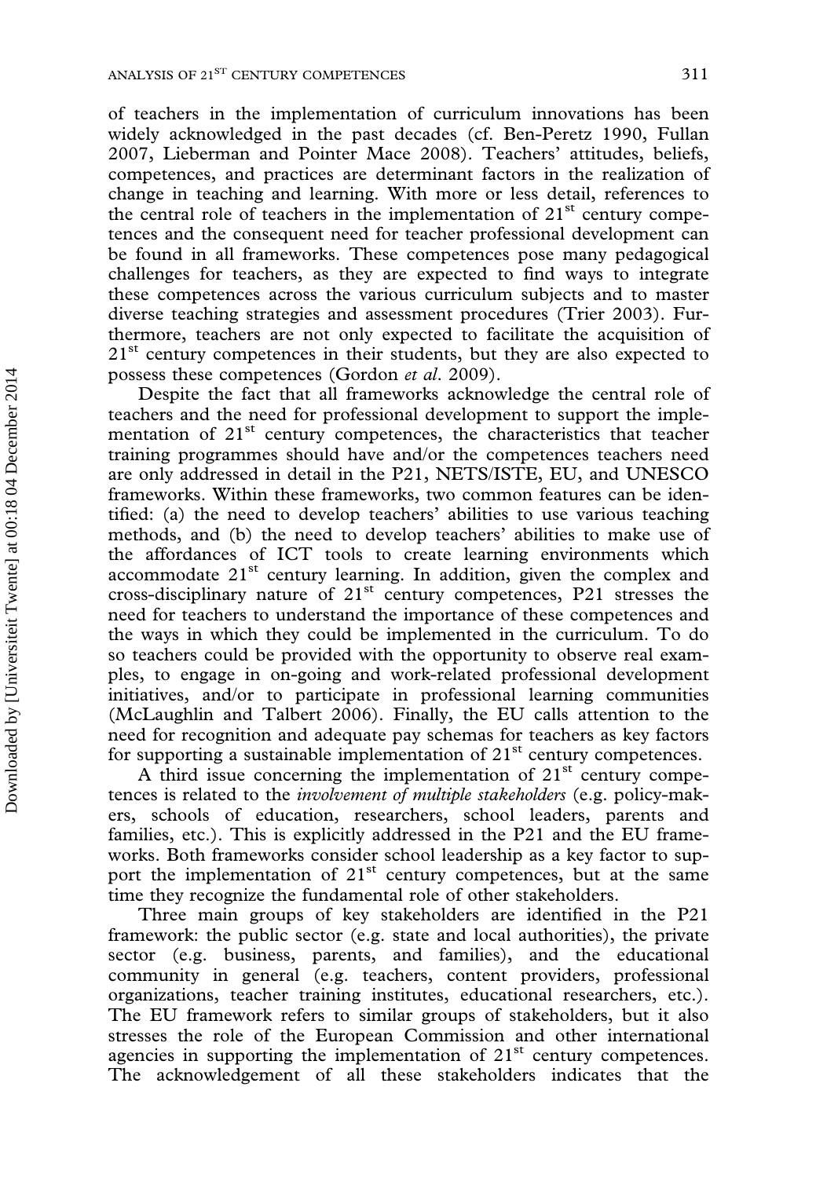of teachers in the implementation of curriculum innovations has been widely acknowledged in the past decades (cf. Ben-Peretz 1990, Fullan 2007, Lieberman and Pointer Mace 2008). Teachers' attitudes, beliefs, competences, and practices are determinant factors in the realization of change in teaching and learning. With more or less detail, references to the central role of teachers in the implementation of 21st century competences and the consequent need for teacher professional development can be found in all frameworks. These competences pose many pedagogical challenges for teachers, as they are expected to find ways to integrate these competences across the various curriculum subjects and to master diverse teaching strategies and assessment procedures (Trier 2003). Furthermore, teachers are not only expected to facilitate the acquisition of 21st century competences in their students, but they are also expected to possess these competences (Gordon *et al.* 2009).

Despite the fact that all frameworks acknowledge the central role of teachers and the need for professional development to support the implementation of 21st century competences, the characteristics that teacher training programmes should have and/or the competences teachers need are only addressed in detail in the P21, NETS/ISTE, EU, and UNESCO frameworks. Within these frameworks, two common features can be identified: (a) the need to develop teachers' abilities to use various teaching methods, and (b) the need to develop teachers' abilities to make use of the affordances of ICT tools to create learning environments which accommodate 21st century learning. In addition, given the complex and cross-disciplinary nature of 21st century competences, P21 stresses the need for teachers to understand the importance of these competences and the ways in which they could be implemented in the curriculum. To do so teachers could be provided with the opportunity to observe real examples, to engage in on-going and work-related professional development initiatives, and/or to participate in professional learning communities (McLaughlin and Talbert 2006). Finally, the EU calls attention to the need for recognition and adequate pay schemas for teachers as key factors for supporting a sustainable implementation of 21st century competences.

A third issue concerning the implementation of 21st century competences is related to the *involvement of multiple stakeholders* (e.g. policy-makers, schools of education, researchers, school leaders, parents and families, etc.). This is explicitly addressed in the P21 and the EU frameworks. Both frameworks consider school leadership as a key factor to support the implementation of 21st century competences, but at the same time they recognize the fundamental role of other stakeholders.

Three main groups of key stakeholders are identified in the P21 framework: the public sector (e.g. state and local authorities), the private sector (e.g. business, parents, and families), and the educational community in general (e.g. teachers, content providers, professional organizations, teacher training institutes, educational researchers, etc.). The EU framework refers to similar groups of stakeholders, but it also stresses the role of the European Commission and other international agencies in supporting the implementation of 21st century competences. The acknowledgement of all these stakeholders indicates that the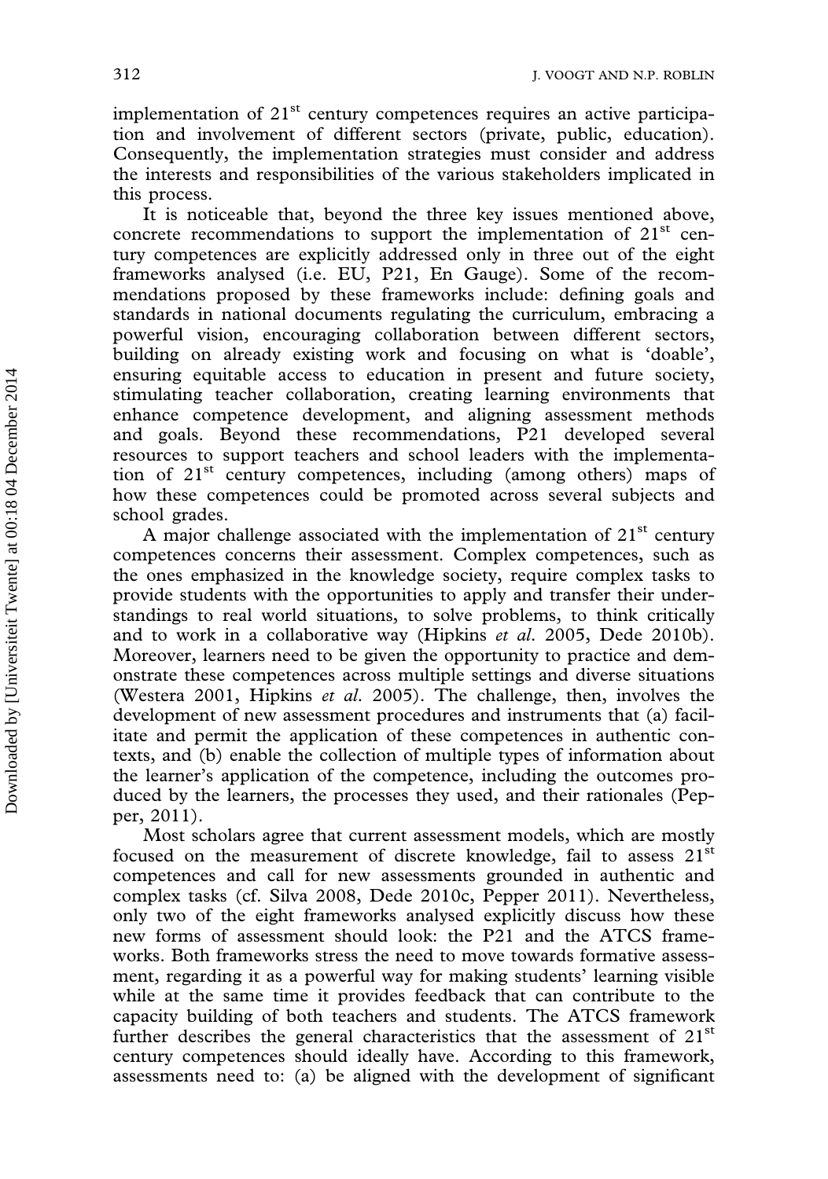implementation of 21st century competences requires an active participation and involvement of different sectors (private, public, education). Consequently, the implementation strategies must consider and address the interests and responsibilities of the various stakeholders implicated in this process.

It is noticeable that, beyond the three key issues mentioned above, concrete recommendations to support the implementation of 21st century competences are explicitly addressed only in three out of the eight frameworks analysed (i.e. EU, P21, En Gauge). Some of the recommendations proposed by these frameworks include: defining goals and standards in national documents regulating the curriculum, embracing a powerful vision, encouraging collaboration between different sectors, building on already existing work and focusing on what is 'doable', ensuring equitable access to education in present and future society, stimulating teacher collaboration, creating learning environments that enhance competence development, and aligning assessment methods and goals. Beyond these recommendations, P21 developed several resources to support teachers and school leaders with the implementation of 21st century competences, including (among others) maps of how these competences could be promoted across several subjects and school grades.

A major challenge associated with the implementation of 21st century competences concerns their assessment. Complex competences, such as the ones emphasized in the knowledge society, require complex tasks to provide students with the opportunities to apply and transfer their understandings to real world situations, to solve problems, to think critically and to work in a collaborative way (Hipkins *et al.* 2005, Dede 2010b). Moreover, learners need to be given the opportunity to practice and demonstrate these competences across multiple settings and diverse situations (Westera 2001, Hipkins *et al.* 2005). The challenge, then, involves the development of new assessment procedures and instruments that (a) facilitate and permit the application of these competences in authentic contexts, and (b) enable the collection of multiple types of information about the learner's application of the competence, including the outcomes produced by the learners, the processes they used, and their rationales (Pepper, 2011).

Most scholars agree that current assessment models, which are mostly focused on the measurement of discrete knowledge, fail to assess 21st competences and call for new assessments grounded in authentic and complex tasks (cf. Silva 2008, Dede 2010c, Pepper 2011). Nevertheless, only two of the eight frameworks analysed explicitly discuss how these new forms of assessment should look: the P21 and the ATCS frameworks. Both frameworks stress the need to move towards formative assessment, regarding it as a powerful way for making students' learning visible while at the same time it provides feedback that can contribute to the capacity building of both teachers and students. The ATCS framework further describes the general characteristics that the assessment of 21st century competences should ideally have. According to this framework, assessments need to: (a) be aligned with the development of significant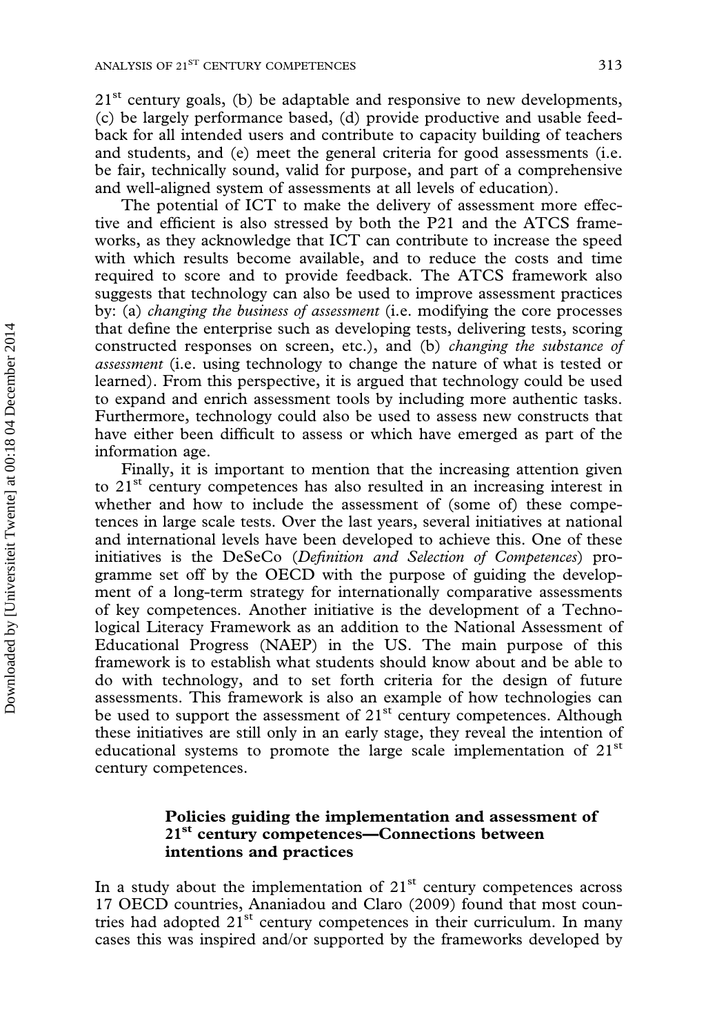21st century goals, (b) be adaptable and responsive to new developments, (c) be largely performance based, (d) provide productive and usable feedback for all intended users and contribute to capacity building of teachers and students, and (e) meet the general criteria for good assessments (i.e. be fair, technically sound, valid for purpose, and part of a comprehensive and well-aligned system of assessments at all levels of education).

The potential of ICT to make the delivery of assessment more effective and efficient is also stressed by both the P21 and the ATCS frameworks, as they acknowledge that ICT can contribute to increase the speed with which results become available, and to reduce the costs and time required to score and to provide feedback. The ATCS framework also suggests that technology can also be used to improve assessment practices by: (a) *changing the business of assessment* (i.e. modifying the core processes that define the enterprise such as developing tests, delivering tests, scoring constructed responses on screen, etc.), and (b) *changing the substance of assessment* (i.e. using technology to change the nature of what is tested or learned). From this perspective, it is argued that technology could be used to expand and enrich assessment tools by including more authentic tasks. Furthermore, technology could also be used to assess new constructs that have either been difficult to assess or which have emerged as part of the information age.

Finally, it is important to mention that the increasing attention given to 21st century competences has also resulted in an increasing interest in whether and how to include the assessment of (some of) these competences in large scale tests. Over the last years, several initiatives at national and international levels have been developed to achieve this. One of these initiatives is the DeSeCo (*Definition and Selection of Competences*) programme set off by the OECD with the purpose of guiding the development of a long-term strategy for internationally comparative assessments of key competences. Another initiative is the development of a Technological Literacy Framework as an addition to the National Assessment of Educational Progress (NAEP) in the US. The main purpose of this framework is to establish what students should know about and be able to do with technology, and to set forth criteria for the design of future assessments. This framework is also an example of how technologies can be used to support the assessment of 21st century competences. Although these initiatives are still only in an early stage, they reveal the intention of educational systems to promote the large scale implementation of 21st century competences.

## Policies guiding the implementation and assessment of 21st century competences—Connections between intentions and practices

In a study about the implementation of 21st century competences across 17 OECD countries, Ananiadou and Claro (2009) found that most countries had adopted 21st century competences in their curriculum. In many cases this was inspired and/or supported by the frameworks developed by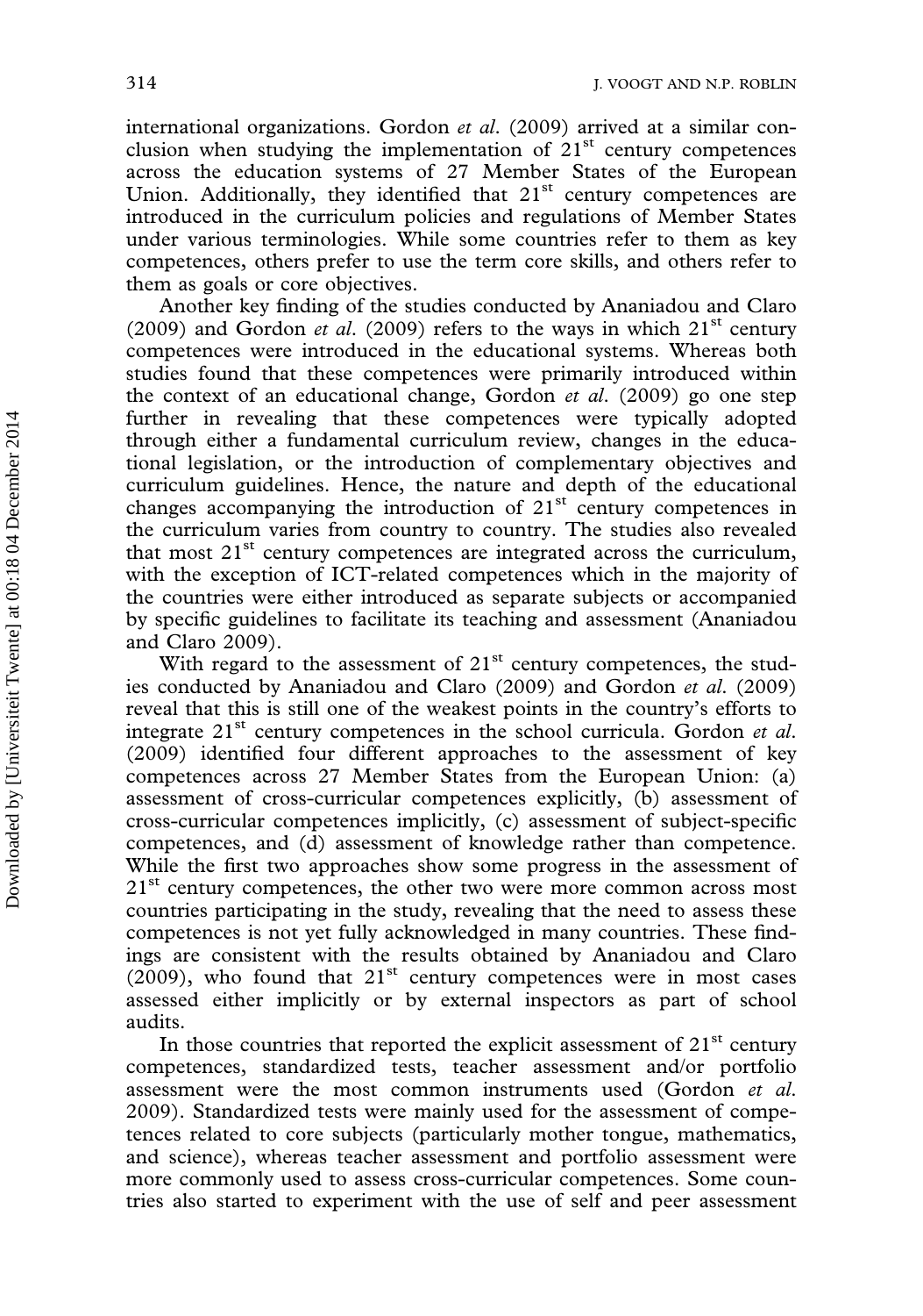international organizations. Gordon *et al.* (2009) arrived at a similar conclusion when studying the implementation of 21st century competences across the education systems of 27 Member States of the European Union. Additionally, they identified that 21st century competences are introduced in the curriculum policies and regulations of Member States under various terminologies. While some countries refer to them as key competences, others prefer to use the term core skills, and others refer to them as goals or core objectives.

Another key finding of the studies conducted by Ananiadou and Claro (2009) and Gordon *et al.* (2009) refers to the ways in which 21st century competences were introduced in the educational systems. Whereas both studies found that these competences were primarily introduced within the context of an educational change, Gordon *et al.* (2009) go one step further in revealing that these competences were typically adopted through either a fundamental curriculum review, changes in the educational legislation, or the introduction of complementary objectives and curriculum guidelines. Hence, the nature and depth of the educational changes accompanying the introduction of 21st century competences in the curriculum varies from country to country. The studies also revealed that most 21st century competences are integrated across the curriculum, with the exception of ICT-related competences which in the majority of the countries were either introduced as separate subjects or accompanied by specific guidelines to facilitate its teaching and assessment (Ananiadou and Claro 2009).

With regard to the assessment of 21st century competences, the studies conducted by Ananiadou and Claro (2009) and Gordon *et al.* (2009) reveal that this is still one of the weakest points in the country's efforts to integrate 21st century competences in the school curricula. Gordon *et al.* (2009) identified four different approaches to the assessment of key competences across 27 Member States from the European Union: (a) assessment of cross-curricular competences explicitly, (b) assessment of cross-curricular competences implicitly, (c) assessment of subject-specific competences, and (d) assessment of knowledge rather than competence. While the first two approaches show some progress in the assessment of 21st century competences, the other two were more common across most countries participating in the study, revealing that the need to assess these competences is not yet fully acknowledged in many countries. These findings are consistent with the results obtained by Ananiadou and Claro (2009), who found that 21st century competences were in most cases assessed either implicitly or by external inspectors as part of school audits.

In those countries that reported the explicit assessment of 21st century competences, standardized tests, teacher assessment and/or portfolio assessment were the most common instruments used (Gordon *et al.* 2009). Standardized tests were mainly used for the assessment of competences related to core subjects (particularly mother tongue, mathematics, and science), whereas teacher assessment and portfolio assessment were more commonly used to assess cross-curricular competences. Some countries also started to experiment with the use of self and peer assessment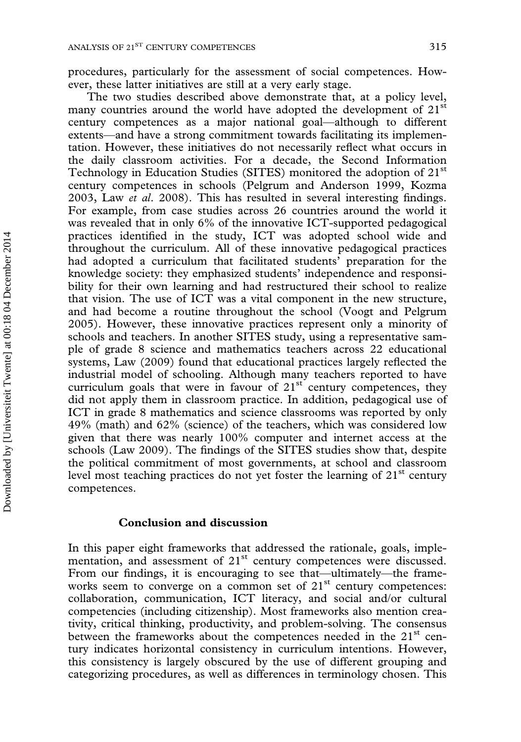procedures, particularly for the assessment of social competences. However, these latter initiatives are still at a very early stage.

The two studies described above demonstrate that, at a policy level, many countries around the world have adopted the development of 21st century competences as a major national goal—although to different extents—and have a strong commitment towards facilitating its implementation. However, these initiatives do not necessarily reflect what occurs in the daily classroom activities. For a decade, the Second Information Technology in Education Studies (SITES) monitored the adoption of 21st century competences in schools (Pelgrum and Anderson 1999, Kozma 2003, Law *et al*. 2008). This has resulted in several interesting findings. For example, from case studies across 26 countries around the world it was revealed that in only 6% of the innovative ICT-supported pedagogical practices identified in the study, ICT was adopted school wide and throughout the curriculum. All of these innovative pedagogical practices had adopted a curriculum that facilitated students' preparation for the knowledge society: they emphasized students' independence and responsibility for their own learning and had restructured their school to realize that vision. The use of ICT was a vital component in the new structure, and had become a routine throughout the school (Voogt and Pelgrum 2005). However, these innovative practices represent only a minority of schools and teachers. In another SITES study, using a representative sample of grade 8 science and mathematics teachers across 22 educational systems, Law (2009) found that educational practices largely reflected the industrial model of schooling. Although many teachers reported to have curriculum goals that were in favour of 21st century competences, they did not apply them in classroom practice. In addition, pedagogical use of ICT in grade 8 mathematics and science classrooms was reported by only 49% (math) and 62% (science) of the teachers, which was considered low given that there was nearly 100% computer and internet access at the schools (Law 2009). The findings of the SITES studies show that, despite the political commitment of most governments, at school and classroom level most teaching practices do not yet foster the learning of 21st century competences.

## Conclusion and discussion

In this paper eight frameworks that addressed the rationale, goals, implementation, and assessment of 21st century competences were discussed. From our findings, it is encouraging to see that—ultimately—the frameworks seem to converge on a common set of 21st century competences: collaboration, communication, ICT literacy, and social and/or cultural competencies (including citizenship). Most frameworks also mention creativity, critical thinking, productivity, and problem-solving. The consensus between the frameworks about the competences needed in the 21st century indicates horizontal consistency in curriculum intentions. However, this consistency is largely obscured by the use of different grouping and categorizing procedures, as well as differences in terminology chosen. This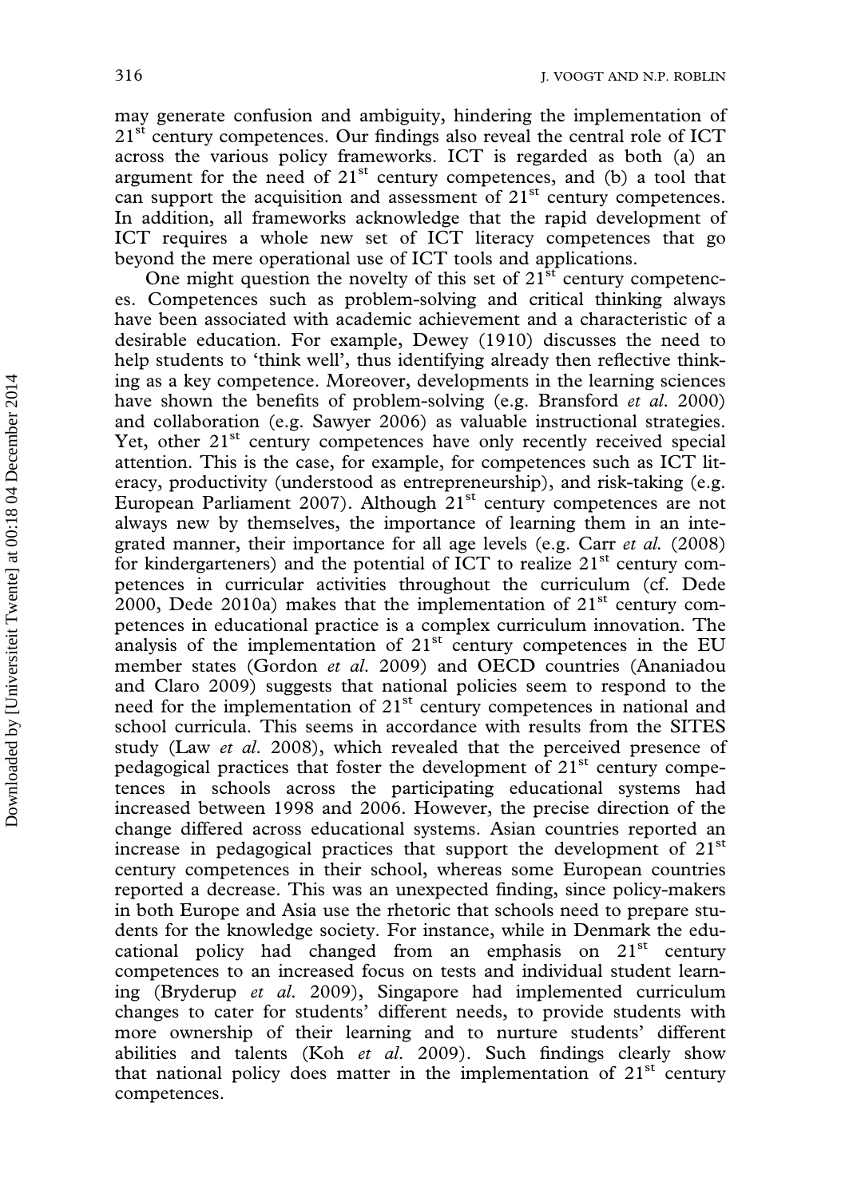may generate confusion and ambiguity, hindering the implementation of 21st century competences. Our findings also reveal the central role of ICT across the various policy frameworks. ICT is regarded as both (a) an argument for the need of 21st century competences, and (b) a tool that can support the acquisition and assessment of 21st century competences. In addition, all frameworks acknowledge that the rapid development of ICT requires a whole new set of ICT literacy competences that go beyond the mere operational use of ICT tools and applications.

One might question the novelty of this set of 21st century competences. Competences such as problem-solving and critical thinking always have been associated with academic achievement and a characteristic of a desirable education. For example, Dewey (1910) discusses the need to help students to 'think well', thus identifying already then reflective thinking as a key competence. Moreover, developments in the learning sciences have shown the benefits of problem-solving (e.g. Bransford *et al.* 2000) and collaboration (e.g. Sawyer 2006) as valuable instructional strategies. Yet, other 21st century competences have only recently received special attention. This is the case, for example, for competences such as ICT literacy, productivity (understood as entrepreneurship), and risk-taking (e.g. European Parliament 2007). Although 21st century competences are not always new by themselves, the importance of learning them in an integrated manner, their importance for all age levels (e.g. Carr *et al.* (2008) for kindergarteners) and the potential of ICT to realize 21st century competences in curricular activities throughout the curriculum (cf. Dede 2000, Dede 2010a) makes that the implementation of 21st century competences in educational practice is a complex curriculum innovation. The analysis of the implementation of 21st century competences in the EU member states (Gordon *et al.* 2009) and OECD countries (Ananiadou and Claro 2009) suggests that national policies seem to respond to the need for the implementation of 21st century competences in national and school curricula. This seems in accordance with results from the SITES study (Law *et al.* 2008), which revealed that the perceived presence of pedagogical practices that foster the development of 21st century competences in schools across the participating educational systems had increased between 1998 and 2006. However, the precise direction of the change differed across educational systems. Asian countries reported an increase in pedagogical practices that support the development of 21st century competences in their school, whereas some European countries reported a decrease. This was an unexpected finding, since policy-makers in both Europe and Asia use the rhetoric that schools need to prepare students for the knowledge society. For instance, while in Denmark the educational policy had changed from an emphasis on 21st century competences to an increased focus on tests and individual student learning (Bryderup *et al.* 2009), Singapore had implemented curriculum changes to cater for students' different needs, to provide students with more ownership of their learning and to nurture students' different abilities and talents (Koh *et al.* 2009). Such findings clearly show that national policy does matter in the implementation of 21st century competences.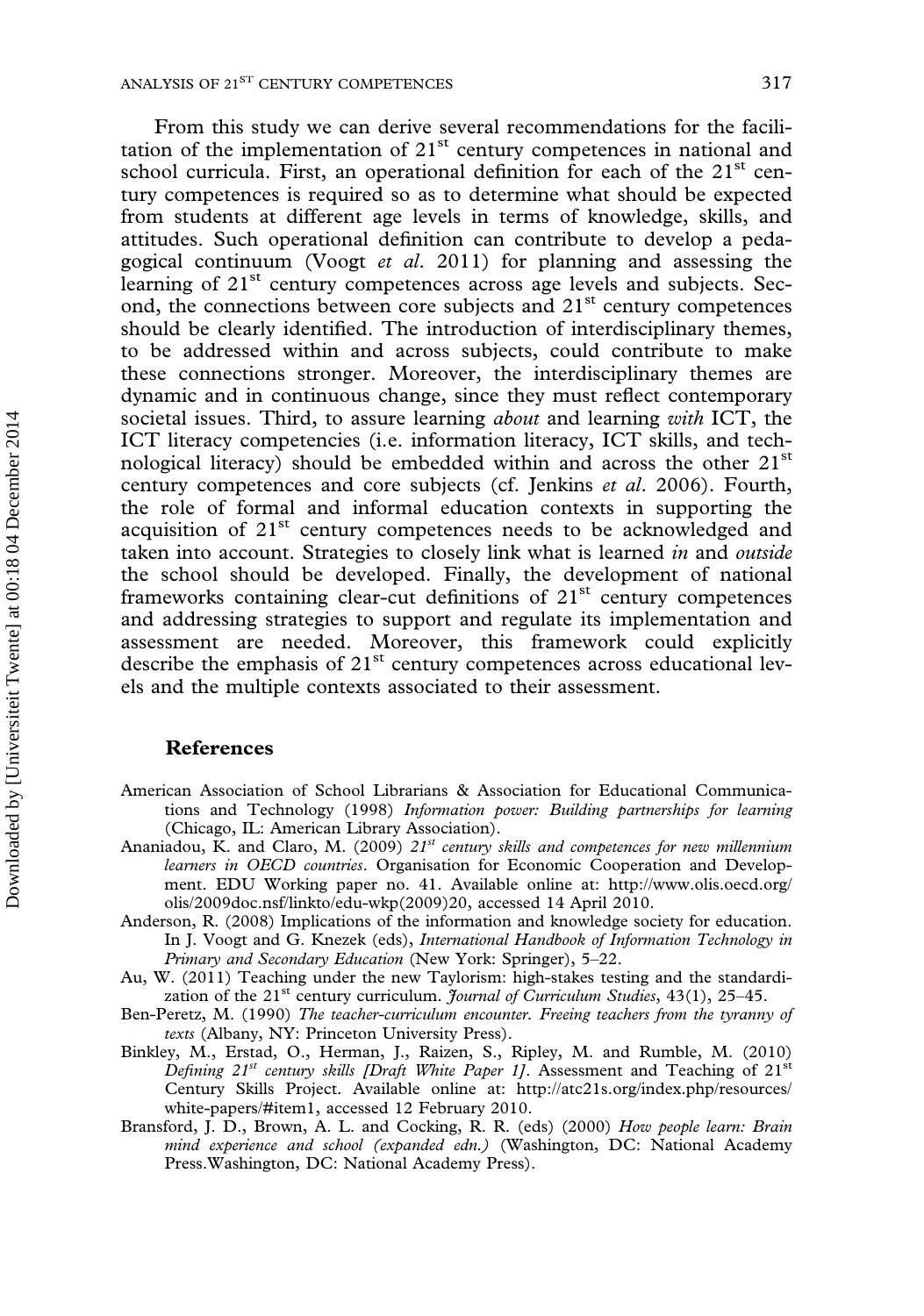From this study we can derive several recommendations for the facilitation of the implementation of 21st century competences in national and school curricula. First, an operational definition for each of the 21st century competences is required so as to determine what should be expected from students at different age levels in terms of knowledge, skills, and attitudes. Such operational definition can contribute to develop a pedagogical continuum (Voogt *et al*. 2011) for planning and assessing the learning of 21st century competences across age levels and subjects. Second, the connections between core subjects and 21st century competences should be clearly identified. The introduction of interdisciplinary themes, to be addressed within and across subjects, could contribute to make these connections stronger. Moreover, the interdisciplinary themes are dynamic and in continuous change, since they must reflect contemporary societal issues. Third, to assure learning *about* and learning *with* ICT, the ICT literacy competencies (i.e. information literacy, ICT skills, and technological literacy) should be embedded within and across the other 21st century competences and core subjects (cf. Jenkins *et al*. 2006). Fourth, the role of formal and informal education contexts in supporting the acquisition of 21st century competences needs to be acknowledged and taken into account. Strategies to closely link what is learned *in* and *outside* the school should be developed. Finally, the development of national frameworks containing clear-cut definitions of 21st century competences and addressing strategies to support and regulate its implementation and assessment are needed. Moreover, this framework could explicitly describe the emphasis of 21st century competences across educational levels and the multiple contexts associated to their assessment.

## References

American Association of School Librarians & Association for Educational Communications and Technology (1998) *Information power: Building partnerships for learning* (Chicago, IL: American Library Association).

Ananiadou, K. and Claro, M. (2009) *21st century skills and competences for new millennium learners in OECD countries*. Organisation for Economic Cooperation and Development. EDU Working paper no. 41. Available online at: http://www.olis.oecd.org/olis/2009doc.nsf/linkto/edu-wkp(2009)20, accessed 14 April 2010.

Anderson, R. (2008) Implications of the information and knowledge society for education. In J. Voogt and G. Knezek (eds), *International Handbook of Information Technology in Primary and Secondary Education* (New York: Springer), 5–22.

Au, W. (2011) Teaching under the new Taylorism: high-stakes testing and the standardization of the 21st century curriculum. *Journal of Curriculum Studies*, 43(1), 25–45.

Ben-Peretz, M. (1990) *The teacher-curriculum encounter. Freeing teachers from the tyranny of texts* (Albany, NY: Princeton University Press).

Binkley, M., Erstad, O., Herman, J., Raizen, S., Ripley, M. and Rumble, M. (2010) *Defining 21st century skills [Draft White Paper 1]*. Assessment and Teaching of 21st Century Skills Project. Available online at: http://atc21s.org/index.php/resources/white-papers/#item1, accessed 12 February 2010.

Bransford, J. D., Brown, A. L. and Cocking, R. R. (eds) (2000) *How people learn: Brain mind experience and school (expanded edn.)* (Washington, DC: National Academy Press.Washington, DC: National Academy Press).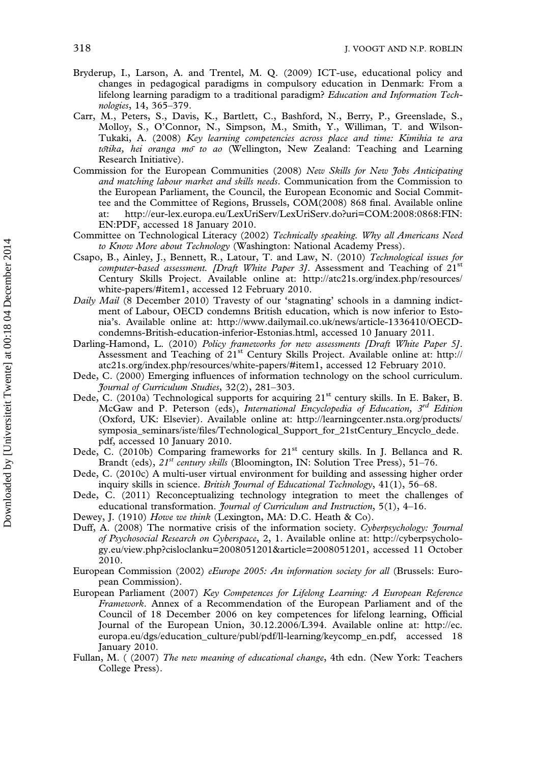Bryderup, I., Larson, A. and Trentel, M. Q. (2009) ICT-use, educational policy and changes in pedagogical paradigms in compulsory education in Denmark: From a lifelong learning paradigm to a traditional paradigm? *Education and Information Technologies*, 14, 365–379.

Carr, M., Peters, S., Davis, K., Bartlett, C., Bashford, N., Berry, P., Greenslade, S., Molloy, S., O'Connor, N., Simpson, M., Smith, Y., Williman, T. and Wilson-Tukaki, A. (2008) *Key learning competencies across place and time: Kimihia te ara tōtika, hei oranga mō to ao* (Wellington, New Zealand: Teaching and Learning Research Initiative).

Commission for the European Communities (2008) *New Skills for New Jobs Anticipating and matching labour market and skills needs*. Communication from the Commission to the European Parliament, the Council, the European Economic and Social Committee and the Committee of Regions, Brussels, COM(2008) 868 final. Available online at: http://eur-lex.europa.eu/LexUriServ/LexUriServ.do?uri=COM:2008:0868:FIN:EN:PDF, accessed 18 January 2010.

Committee on Technological Literacy (2002) *Technically speaking. Why all Americans Need to Know More about Technology* (Washington: National Academy Press).

Csapo, B., Ainley, J., Bennett, R., Latour, T. and Law, N. (2010) *Technological issues for computer-based assessment. [Draft White Paper 3]*. Assessment and Teaching of 21st Century Skills Project. Available online at: http://atc21s.org/index.php/resources/white-papers/#item1, accessed 12 February 2010.

*Daily Mail* (8 December 2010) Travesty of our 'stagnating' schools in a damning indictment of Labour, OECD condemns British education, which is now inferior to Estonia's. Available online at: http://www.dailymail.co.uk/news/article-1336410/OECD-condemns-British-education-inferior-Estonias.html, accessed 10 January 2011.

Darling-Hamond, L. (2010) *Policy frameworks for new assessments [Draft White Paper 5]*. Assessment and Teaching of 21st Century Skills Project. Available online at: http://atc21s.org/index.php/resources/white-papers/#item1, accessed 12 February 2010.

Dede, C. (2000) Emerging influences of information technology on the school curriculum. *Journal of Curriculum Studies*, 32(2), 281–303.

Dede, C. (2010a) Technological supports for acquiring 21st century skills. In E. Baker, B. McGaw and P. Peterson (eds), *International Encyclopedia of Education, 3rd Edition* (Oxford, UK: Elsevier). Available online at: http://learningcenter.nsta.org/products/symposia_seminars/iste/files/Technological_Support_for_21stCentury_Encyclo_dede.pdf, accessed 10 January 2010.

Dede, C. (2010b) Comparing frameworks for 21st century skills. In J. Bellanca and R. Brandt (eds), *21st century skills* (Bloomington, IN: Solution Tree Press), 51–76.

Dede, C. (2010c) A multi-user virtual environment for building and assessing higher order inquiry skills in science. *British Journal of Educational Technology*, 41(1), 56–68.

Dede, C. (2011) Reconceptualizing technology integration to meet the challenges of educational transformation. *Journal of Curriculum and Instruction*, 5(1), 4–16.

Dewey, J. (1910) *Howe we think* (Lexington, MA: D.C. Heath & Co).

Duff, A. (2008) The normative crisis of the information society. *Cyberpsychology: Journal of Psychosocial Research on Cyberspace*, 2, 1. Available online at: http://cyberpsychology.eu/view.php?cisloclanku=2008051201&article=2008051201, accessed 11 October 2010.

European Commission (2002) *eEurope 2005: An information society for all* (Brussels: European Commission).

European Parliament (2007) *Key Competences for Lifelong Learning: A European Reference Framework*. Annex of a Recommendation of the European Parliament and of the Council of 18 December 2006 on key competences for lifelong learning, Official Journal of the European Union, 30.12.2006/L394. Available online at: http://ec.europa.eu/dgs/education_culture/publ/pdf/ll-learning/keycomp_en.pdf, accessed 18 January 2010.

Fullan, M. ( (2007) *The new meaning of educational change*, 4th edn. (New York: Teachers College Press).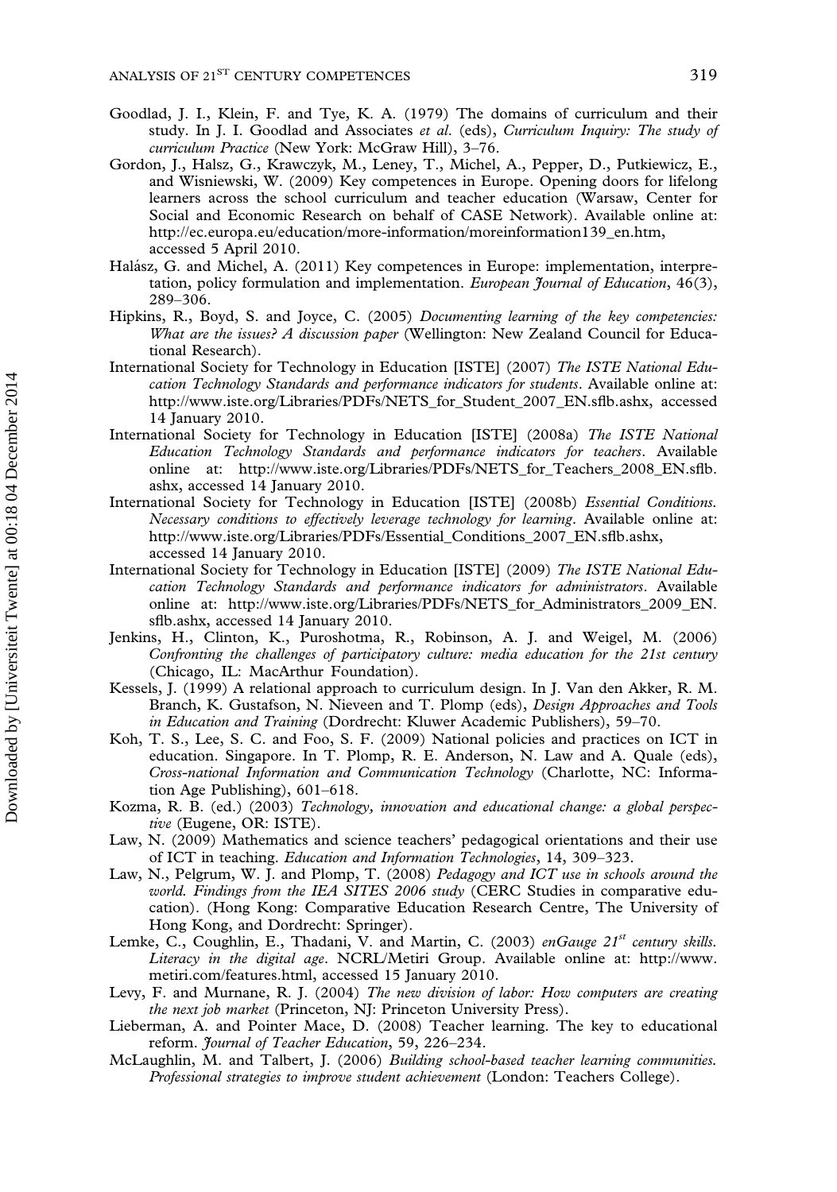Goodlad, J. I., Klein, F. and Tye, K. A. (1979) The domains of curriculum and their study. In J. I. Goodlad and Associates *et al.* (eds), *Curriculum Inquiry: The study of curriculum Practice* (New York: McGraw Hill), 3–76.

Gordon, J., Halsz, G., Krawczyk, M., Leney, T., Michel, A., Pepper, D., Putkiewicz, E., and Wisniewski, W. (2009) Key competences in Europe. Opening doors for lifelong learners across the school curriculum and teacher education (Warsaw, Center for Social and Economic Research on behalf of CASE Network). Available online at: http://ec.europa.eu/education/more-information/moreinformation139_en.htm, accessed 5 April 2010.

Halász, G. and Michel, A. (2011) Key competences in Europe: implementation, interpretation, policy formulation and implementation. *European Journal of Education*, 46(3), 289–306.

Hipkins, R., Boyd, S. and Joyce, C. (2005) *Documenting learning of the key competencies: What are the issues? A discussion paper* (Wellington: New Zealand Council for Educational Research).

International Society for Technology in Education [ISTE] (2007) *The ISTE National Education Technology Standards and performance indicators for students*. Available online at: http://www.iste.org/Libraries/PDFs/NETS_for_Student_2007_EN.sflb.ashx, accessed 14 January 2010.

International Society for Technology in Education [ISTE] (2008a) *The ISTE National Education Technology Standards and performance indicators for teachers*. Available online at: http://www.iste.org/Libraries/PDFs/NETS_for_Teachers_2008_EN.sflb.ashx, accessed 14 January 2010.

International Society for Technology in Education [ISTE] (2008b) *Essential Conditions. Necessary conditions to effectively leverage technology for learning*. Available online at: http://www.iste.org/Libraries/PDFs/Essential_Conditions_2007_EN.sflb.ashx, accessed 14 January 2010.

International Society for Technology in Education [ISTE] (2009) *The ISTE National Education Technology Standards and performance indicators for administrators*. Available online at: http://www.iste.org/Libraries/PDFs/NETS_for_Administrators_2009_EN.sflb.ashx, accessed 14 January 2010.

Jenkins, H., Clinton, K., Puroshotma, R., Robinson, A. J. and Weigel, M. (2006) *Confronting the challenges of participatory culture: media education for the 21st century* (Chicago, IL: MacArthur Foundation).

Kessels, J. (1999) A relational approach to curriculum design. In J. Van den Akker, R. M. Branch, K. Gustafson, N. Nieveen and T. Plomp (eds), *Design Approaches and Tools in Education and Training* (Dordrecht: Kluwer Academic Publishers), 59–70.

Koh, T. S., Lee, S. C. and Foo, S. F. (2009) National policies and practices on ICT in education. Singapore. In T. Plomp, R. E. Anderson, N. Law and A. Quale (eds), *Cross-national Information and Communication Technology* (Charlotte, NC: Information Age Publishing), 601–618.

Kozma, R. B. (ed.) (2003) *Technology, innovation and educational change: a global perspective* (Eugene, OR: ISTE).

Law, N. (2009) Mathematics and science teachers' pedagogical orientations and their use of ICT in teaching. *Education and Information Technologies*, 14, 309–323.

Law, N., Pelgrum, W. J. and Plomp, T. (2008) *Pedagogy and ICT use in schools around the world. Findings from the IEA SITES 2006 study* (CERC Studies in comparative education). (Hong Kong: Comparative Education Research Centre, The University of Hong Kong, and Dordrecht: Springer).

Lemke, C., Coughlin, E., Thadani, V. and Martin, C. (2003) *enGauge 21st century skills. Literacy in the digital age*. NCRL/Metiri Group. Available online at: http://www.metiri.com/features.html, accessed 15 January 2010.

Levy, F. and Murnane, R. J. (2004) *The new division of labor: How computers are creating the next job market* (Princeton, NJ: Princeton University Press).

Lieberman, A. and Pointer Mace, D. (2008) Teacher learning. The key to educational reform. *Journal of Teacher Education*, 59, 226–234.

McLaughlin, M. and Talbert, J. (2006) *Building school-based teacher learning communities. Professional strategies to improve student achievement* (London: Teachers College).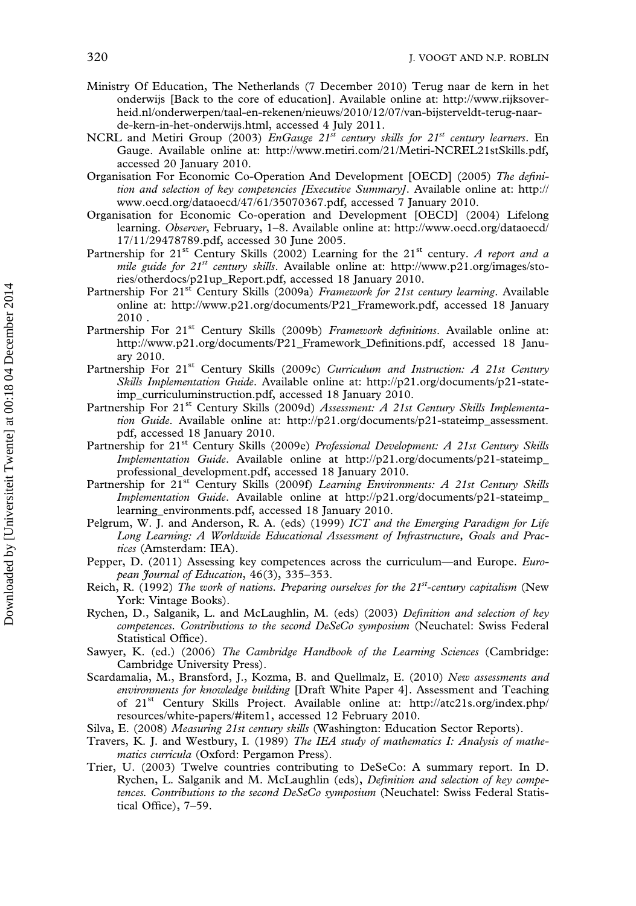Ministry Of Education, The Netherlands (7 December 2010) Terug naar de kern in het onderwijs [Back to the core of education]. Available online at: http://www.rijksoverheid.nl/onderwerpen/taal-en-rekenen/nieuws/2010/12/07/van-bijsterveldt-terug-naar-de-kern-in-het-onderwijs.html, accessed 4 July 2011.

NCRL and Metiri Group (2003) *EnGauge 21st century skills for 21st century learners*. En Gauge. Available online at: http://www.metiri.com/21/Metiri-NCREL21stSkills.pdf, accessed 20 January 2010.

Organisation For Economic Co-Operation And Development [OECD] (2005) *The definition and selection of key competencies [Executive Summary]*. Available online at: http://www.oecd.org/dataoecd/47/61/35070367.pdf, accessed 7 January 2010.

Organisation for Economic Co-operation and Development [OECD] (2004) Lifelong learning. *Observer*, February, 1–8. Available online at: http://www.oecd.org/dataoecd/17/11/29478789.pdf, accessed 30 June 2005.

Partnership for 21st Century Skills (2002) Learning for the 21st century. *A report and a mile guide for 21st century skills*. Available online at: http://www.p21.org/images/stories/otherdocs/p21up_Report.pdf, accessed 18 January 2010.

Partnership For 21st Century Skills (2009a) *Framework for 21st century learning*. Available online at: http://www.p21.org/documents/P21_Framework.pdf, accessed 18 January 2010 .

Partnership For 21st Century Skills (2009b) *Framework definitions*. Available online at: http://www.p21.org/documents/P21_Framework_Definitions.pdf, accessed 18 January 2010.

Partnership For 21st Century Skills (2009c) *Curriculum and Instruction: A 21st Century Skills Implementation Guide*. Available online at: http://p21.org/documents/p21-stateimp_curriculuminstruction.pdf, accessed 18 January 2010.

Partnership For 21st Century Skills (2009d) *Assessment: A 21st Century Skills Implementation Guide*. Available online at: http://p21.org/documents/p21-stateimp_assessment.pdf, accessed 18 January 2010.

Partnership for 21st Century Skills (2009e) *Professional Development: A 21st Century Skills Implementation Guide*. Available online at http://p21.org/documents/p21-stateimp_professional_development.pdf, accessed 18 January 2010.

Partnership for 21st Century Skills (2009f) *Learning Environments: A 21st Century Skills Implementation Guide*. Available online at http://p21.org/documents/p21-stateimp_learning_environments.pdf, accessed 18 January 2010.

Pelgrum, W. J. and Anderson, R. A. (eds) (1999) *ICT and the Emerging Paradigm for Life Long Learning: A Worldwide Educational Assessment of Infrastructure, Goals and Practices* (Amsterdam: IEA).

Pepper, D. (2011) Assessing key competences across the curriculum—and Europe. *European Journal of Education*, 46(3), 335–353.

Reich, R. (1992) *The work of nations. Preparing ourselves for the 21st-century capitalism* (New York: Vintage Books).

Rychen, D., Salganik, L. and McLaughlin, M. (eds) (2003) *Definition and selection of key competences. Contributions to the second DeSeCo symposium* (Neuchatel: Swiss Federal Statistical Office).

Sawyer, K. (ed.) (2006) *The Cambridge Handbook of the Learning Sciences* (Cambridge: Cambridge University Press).

Scardamalia, M., Bransford, J., Kozma, B. and Quellmalz, E. (2010) *New assessments and environments for knowledge building* [Draft White Paper 4]. Assessment and Teaching of 21st Century Skills Project. Available online at: http://atc21s.org/index.php/resources/white-papers/#item1, accessed 12 February 2010.

Silva, E. (2008) *Measuring 21st century skills* (Washington: Education Sector Reports).

Travers, K. J. and Westbury, I. (1989) *The IEA study of mathematics I: Analysis of mathematics curricula* (Oxford: Pergamon Press).

Trier, U. (2003) Twelve countries contributing to DeSeCo: A summary report. In D. Rychen, L. Salganik and M. McLaughlin (eds), *Definition and selection of key competences. Contributions to the second DeSeCo symposium* (Neuchatel: Swiss Federal Statistical Office), 7–59.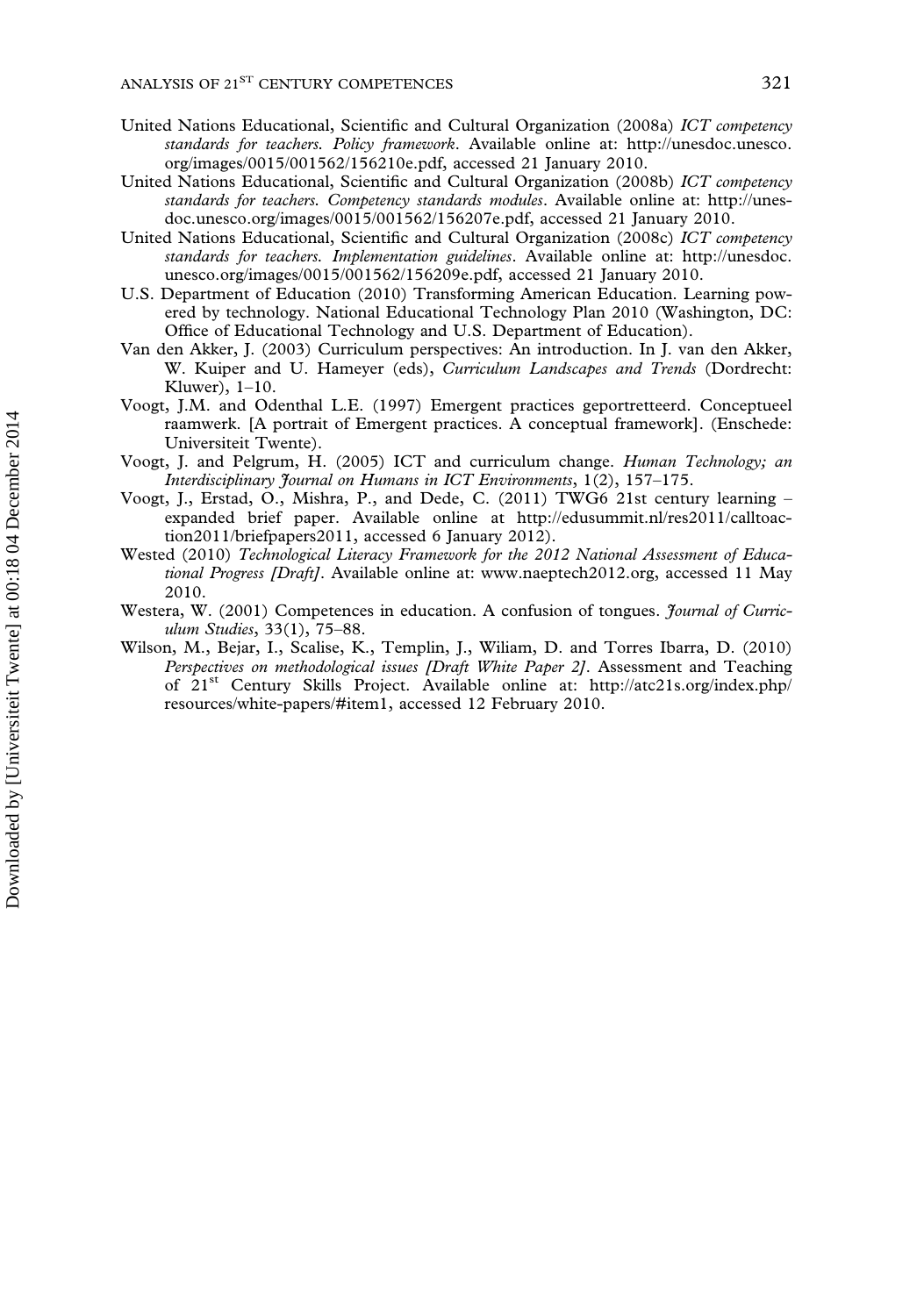United Nations Educational, Scientific and Cultural Organization (2008a) *ICT competency standards for teachers. Policy framework*. Available online at: http://unesdoc.unesco.org/images/0015/001562/156210e.pdf, accessed 21 January 2010.

United Nations Educational, Scientific and Cultural Organization (2008b) *ICT competency standards for teachers. Competency standards modules*. Available online at: http://unesdoc.unesco.org/images/0015/001562/156207e.pdf, accessed 21 January 2010.

United Nations Educational, Scientific and Cultural Organization (2008c) *ICT competency standards for teachers. Implementation guidelines*. Available online at: http://unesdoc.unesco.org/images/0015/001562/156209e.pdf, accessed 21 January 2010.

U.S. Department of Education (2010) Transforming American Education. Learning powered by technology. National Educational Technology Plan 2010 (Washington, DC: Office of Educational Technology and U.S. Department of Education).

Van den Akker, J. (2003) Curriculum perspectives: An introduction. In J. van den Akker, W. Kuiper and U. Hameyer (eds), *Curriculum Landscapes and Trends* (Dordrecht: Kluwer), 1–10.

Voogt, J.M. and Odenthal L.E. (1997) Emergent practices geportretteerd. Conceptueel raamwerk. [A portrait of Emergent practices. A conceptual framework]. (Enschede: Universiteit Twente).

Voogt, J. and Pelgrum, H. (2005) ICT and curriculum change. *Human Technology; an Interdisciplinary Journal on Humans in ICT Environments*, 1(2), 157–175.

Voogt, J., Erstad, O., Mishra, P., and Dede, C. (2011) TWG6 21st century learning – expanded brief paper. Available online at http://edusummit.nl/res2011/calltoaction2011/briefpapers2011, accessed 6 January 2012).

Wested (2010) *Technological Literacy Framework for the 2012 National Assessment of Educational Progress [Draft]*. Available online at: www.naeptech2012.org, accessed 11 May 2010.

Westera, W. (2001) Competences in education. A confusion of tongues. *Journal of Curriculum Studies*, 33(1), 75–88.

Wilson, M., Bejar, I., Scalise, K., Templin, J., Wiliam, D. and Torres Ibarra, D. (2010) *Perspectives on methodological issues [Draft White Paper 2]*. Assessment and Teaching of 21st Century Skills Project. Available online at: http://atc21s.org/index.php/resources/white-papers/#item1, accessed 12 February 2010.